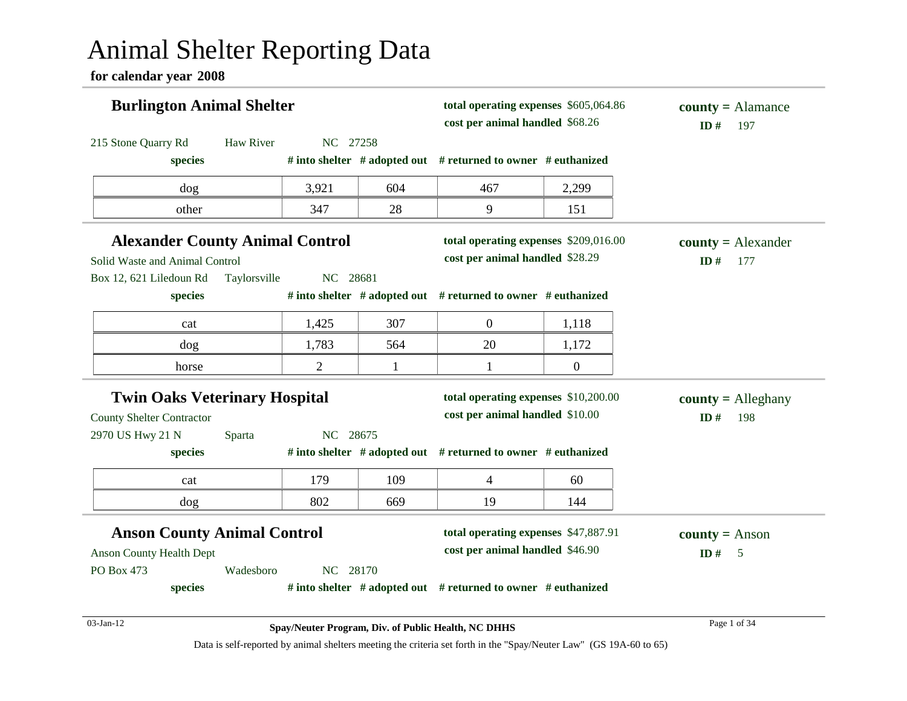# Animal Shelter Reporting Data

**for calendar year 2008**

## Burlington Animal Shelter

**total operating expenses** $605,064.86
**cost per animal handled** $68.26

**county =** Alamance
**ID #** 197

215 Stone Quarry Rd Haw River NC 27258

| species | # into shelter | # adopted out | # returned to owner | # euthanized |
|---|---|---|---|---|
| dog | 3,921 | 604 | 467 | 2,299 |
| other | 347 | 28 | 9 | 151 |

## Alexander County Animal Control

**total operating expenses** $209,016.00
**cost per animal handled** $28.29

**county =** Alexander
**ID #** 177

Solid Waste and Animal Control
Box 12, 621 Liledoun Rd Taylorsville NC 28681

| species | # into shelter | # adopted out | # returned to owner | # euthanized |
|---|---|---|---|---|
| cat | 1,425 | 307 | 0 | 1,118 |
| dog | 1,783 | 564 | 20 | 1,172 |
| horse | 2 | 1 | 1 | 0 |

## Twin Oaks Veterinary Hospital

**total operating expenses** $10,200.00
**cost per animal handled** $10.00

**county =** Alleghany
**ID #** 198

County Shelter Contractor
2970 US Hwy 21 N Sparta NC 28675

| species | # into shelter | # adopted out | # returned to owner | # euthanized |
|---|---|---|---|---|
| cat | 179 | 109 | 4 | 60 |
| dog | 802 | 669 | 19 | 144 |

## Anson County Animal Control

**total operating expenses** $47,887.91
**cost per animal handled** $46.90

**county =** Anson
**ID #** 5

Anson County Health Dept
PO Box 473 Wadesboro NC 28170

| species | # into shelter | # adopted out | # returned to owner | # euthanized |
|---|---|---|---|---|

03-Jan-12

**Spay/Neuter Program, Div. of Public Health, NC DHHS**

Data is self-reported by animal shelters meeting the criteria set forth in the "Spay/Neuter Law" (GS 19A-60 to 65)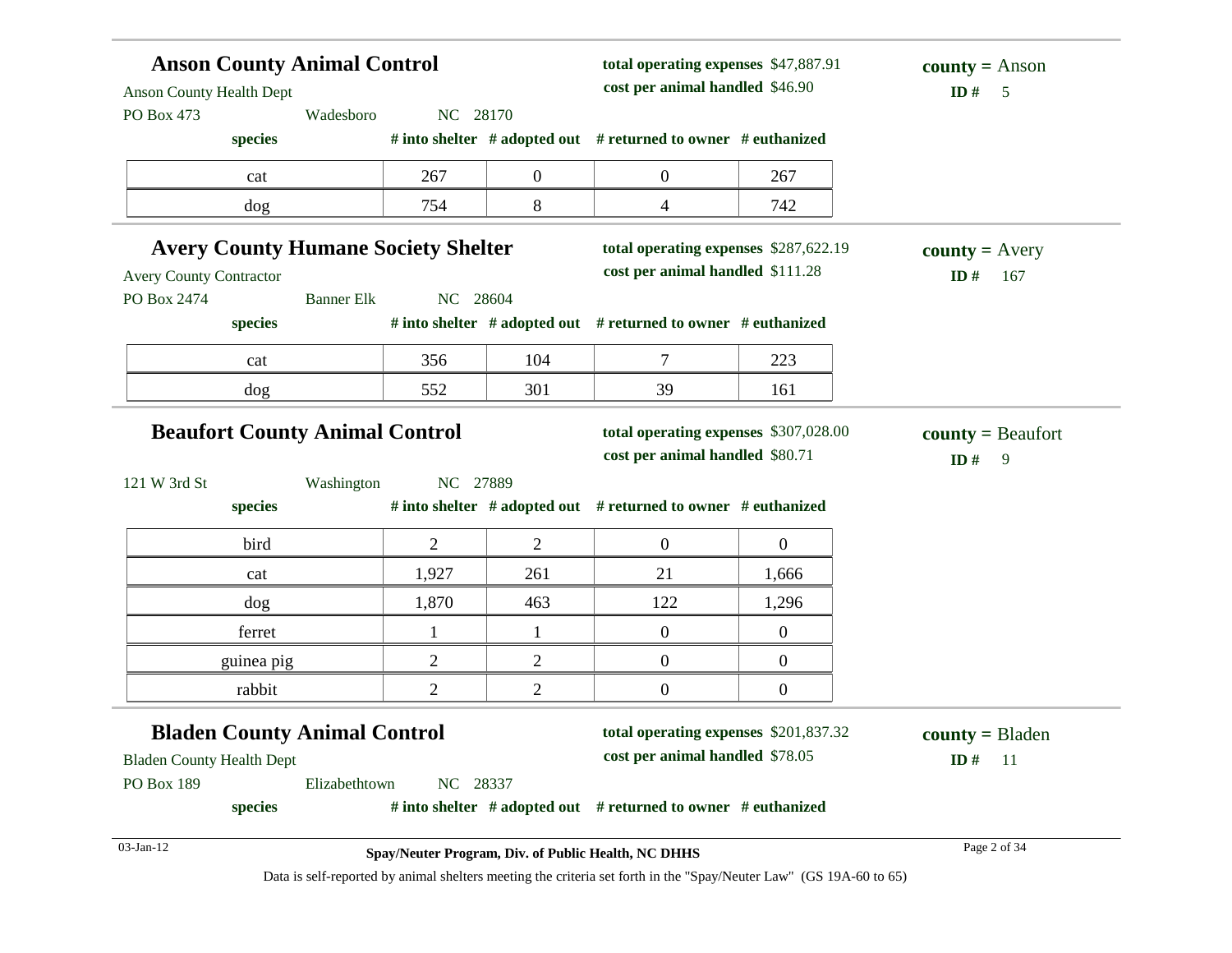## Anson County Animal Control

**total operating expenses** $47,887.91
**cost per animal handled** $46.90

**county =** Anson
**ID #** 5

Anson County Health Dept
PO Box 473 Wadesboro NC 28170

| species | # into shelter | # adopted out | # returned to owner | # euthanized |
|---|---|---|---|---|
| cat | 267 | 0 | 0 | 267 |
| dog | 754 | 8 | 4 | 742 |

## Avery County Humane Society Shelter

**total operating expenses** $287,622.19
**cost per animal handled** $111.28

**county =** Avery
**ID #** 167

Avery County Contractor
PO Box 2474 Banner Elk NC 28604

| species | # into shelter | # adopted out | # returned to owner | # euthanized |
|---|---|---|---|---|
| cat | 356 | 104 | 7 | 223 |
| dog | 552 | 301 | 39 | 161 |

## Beaufort County Animal Control

**total operating expenses** $307,028.00
**cost per animal handled** $80.71

**county =** Beaufort
**ID #** 9

121 W 3rd St Washington NC 27889

| species | # into shelter | # adopted out | # returned to owner | # euthanized |
|---|---|---|---|---|
| bird | 2 | 2 | 0 | 0 |
| cat | 1,927 | 261 | 21 | 1,666 |
| dog | 1,870 | 463 | 122 | 1,296 |
| ferret | 1 | 1 | 0 | 0 |
| guinea pig | 2 | 2 | 0 | 0 |
| rabbit | 2 | 2 | 0 | 0 |

## Bladen County Animal Control

**total operating expenses** $201,837.32
**cost per animal handled** $78.05

**county =** Bladen
**ID #** 11

Bladen County Health Dept
PO Box 189 Elizabethtown NC 28337

| species | # into shelter | # adopted out | # returned to owner | # euthanized |
|---|---|---|---|---|

Spay/Neuter Program, Div. of Public Health, NC DHHS

Data is self-reported by animal shelters meeting the criteria set forth in the "Spay/Neuter Law" (GS 19A-60 to 65)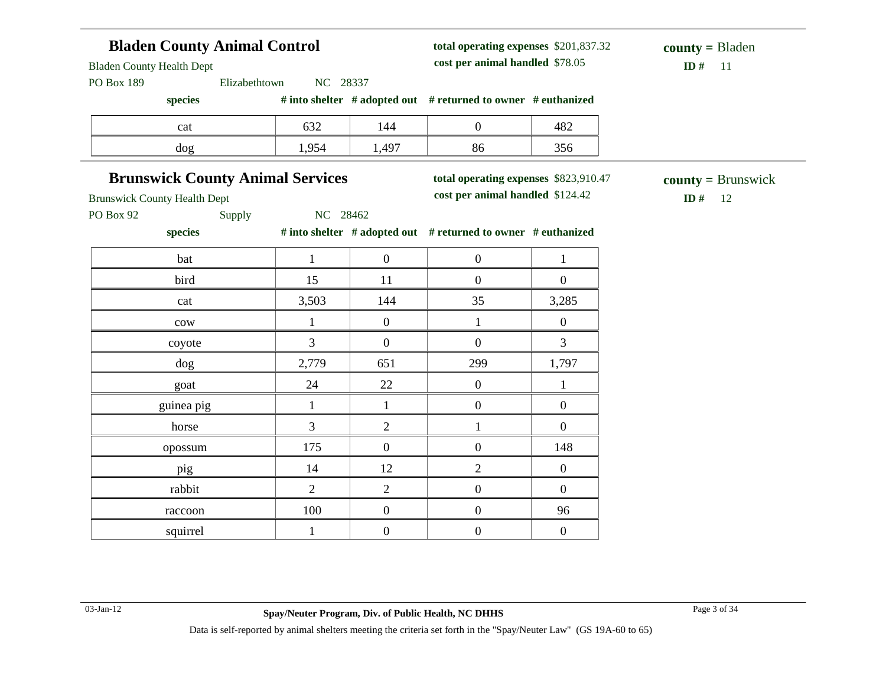## Bladen County Animal Control

Bladen County Health Dept
PO Box 189 Elizabethtown NC 28337

**total operating expenses** $201,837.32
**cost per animal handled** $78.05

**county =** Bladen
**ID #** 11

| species | # into shelter | # adopted out | # returned to owner | # euthanized |
|---|---|---|---|---|
| cat | 632 | 144 | 0 | 482 |
| dog | 1,954 | 1,497 | 86 | 356 |

## Brunswick County Animal Services

Brunswick County Health Dept
PO Box 92 Supply NC 28462

**total operating expenses** $823,910.47
**cost per animal handled** $124.42

**county =** Brunswick
**ID #** 12

| species | # into shelter | # adopted out | # returned to owner | # euthanized |
|---|---|---|---|---|
| bat | 1 | 0 | 0 | 1 |
| bird | 15 | 11 | 0 | 0 |
| cat | 3,503 | 144 | 35 | 3,285 |
| cow | 1 | 0 | 1 | 0 |
| coyote | 3 | 0 | 0 | 3 |
| dog | 2,779 | 651 | 299 | 1,797 |
| goat | 24 | 22 | 0 | 1 |
| guinea pig | 1 | 1 | 0 | 0 |
| horse | 3 | 2 | 1 | 0 |
| opossum | 175 | 0 | 0 | 148 |
| pig | 14 | 12 | 2 | 0 |
| rabbit | 2 | 2 | 0 | 0 |
| raccoon | 100 | 0 | 0 | 96 |
| squirrel | 1 | 0 | 0 | 0 |

03-Jan-12

**Spay/Neuter Program, Div. of Public Health, NC DHHS**

Data is self-reported by animal shelters meeting the criteria set forth in the "Spay/Neuter Law" (GS 19A-60 to 65)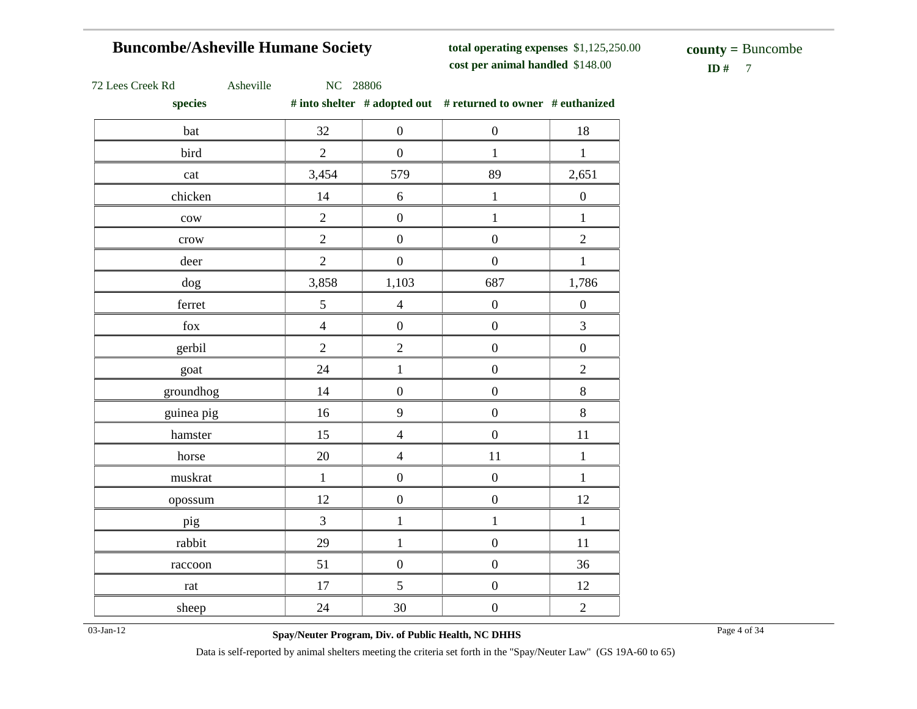## Buncombe/Asheville Humane Society

**total operating expenses** $1,125,250.00
**cost per animal handled** $148.00

**county =** Buncombe
**ID #** 7

72 Lees Creek Rd Asheville NC 28806

| species | # into shelter | # adopted out | # returned to owner | # euthanized |
|---|---|---|---|---|
| bat | 32 | 0 | 0 | 18 |
| bird | 2 | 0 | 1 | 1 |
| cat | 3,454 | 579 | 89 | 2,651 |
| chicken | 14 | 6 | 1 | 0 |
| cow | 2 | 0 | 1 | 1 |
| crow | 2 | 0 | 0 | 2 |
| deer | 2 | 0 | 0 | 1 |
| dog | 3,858 | 1,103 | 687 | 1,786 |
| ferret | 5 | 4 | 0 | 0 |
| fox | 4 | 0 | 0 | 3 |
| gerbil | 2 | 2 | 0 | 0 |
| goat | 24 | 1 | 0 | 2 |
| groundhog | 14 | 0 | 0 | 8 |
| guinea pig | 16 | 9 | 0 | 8 |
| hamster | 15 | 4 | 0 | 11 |
| horse | 20 | 4 | 11 | 1 |
| muskrat | 1 | 0 | 0 | 1 |
| opossum | 12 | 0 | 0 | 12 |
| pig | 3 | 1 | 1 | 1 |
| rabbit | 29 | 1 | 0 | 11 |
| raccoon | 51 | 0 | 0 | 36 |
| rat | 17 | 5 | 0 | 12 |
| sheep | 24 | 30 | 0 | 2 |

03-Jan-12

**Spay/Neuter Program, Div. of Public Health, NC DHHS**

Data is self-reported by animal shelters meeting the criteria set forth in the "Spay/Neuter Law" (GS 19A-60 to 65)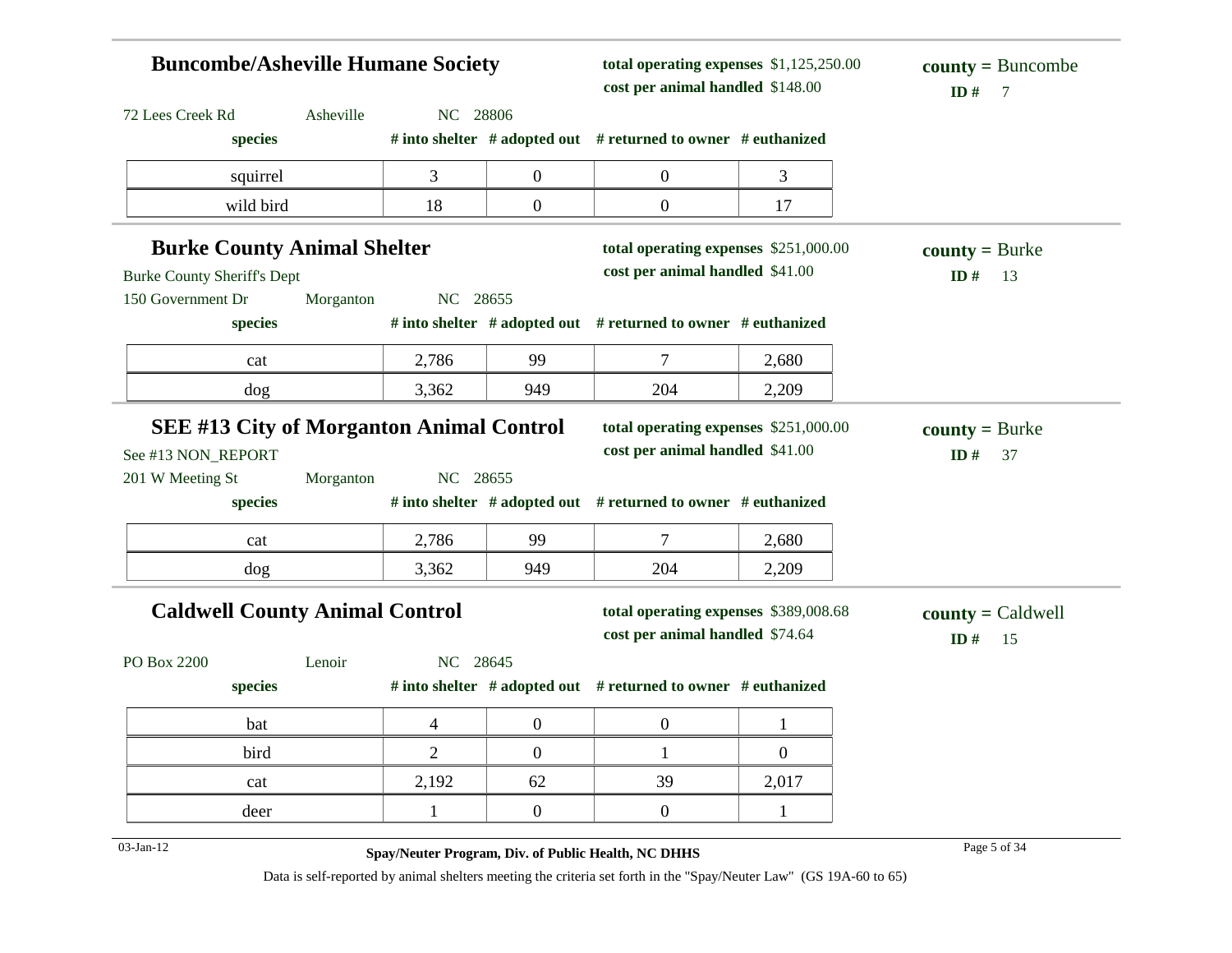## Buncombe/Asheville Humane Society

**total operating expenses** $1,125,250.00
**cost per animal handled** $148.00

**county =** Buncombe
**ID #** 7

72 Lees Creek Rd Asheville NC 28806

| species | # into shelter | # adopted out | # returned to owner | # euthanized |
|---|---|---|---|---|
| squirrel | 3 | 0 | 0 | 3 |
| wild bird | 18 | 0 | 0 | 17 |

## Burke County Animal Shelter

**total operating expenses** $251,000.00
**cost per animal handled** $41.00

**county =** Burke
**ID #** 13

Burke County Sheriff's Dept
150 Government Dr Morganton NC 28655

| species | # into shelter | # adopted out | # returned to owner | # euthanized |
|---|---|---|---|---|
| cat | 2,786 | 99 | 7 | 2,680 |
| dog | 3,362 | 949 | 204 | 2,209 |

## SEE #13 City of Morganton Animal Control

**total operating expenses** $251,000.00
**cost per animal handled** $41.00

**county =** Burke
**ID #** 37

See #13 NON_REPORT
201 W Meeting St Morganton NC 28655

| species | # into shelter | # adopted out | # returned to owner | # euthanized |
|---|---|---|---|---|
| cat | 2,786 | 99 | 7 | 2,680 |
| dog | 3,362 | 949 | 204 | 2,209 |

## Caldwell County Animal Control

**total operating expenses** $389,008.68
**cost per animal handled** $74.64

**county =** Caldwell
**ID #** 15

PO Box 2200 Lenoir NC 28645

| species | # into shelter | # adopted out | # returned to owner | # euthanized |
|---|---|---|---|---|
| bat | 4 | 0 | 0 | 1 |
| bird | 2 | 0 | 1 | 0 |
| cat | 2,192 | 62 | 39 | 2,017 |
| deer | 1 | 0 | 0 | 1 |

03-Jan-12

**Spay/Neuter Program, Div. of Public Health, NC DHHS**

Data is self-reported by animal shelters meeting the criteria set forth in the "Spay/Neuter Law" (GS 19A-60 to 65)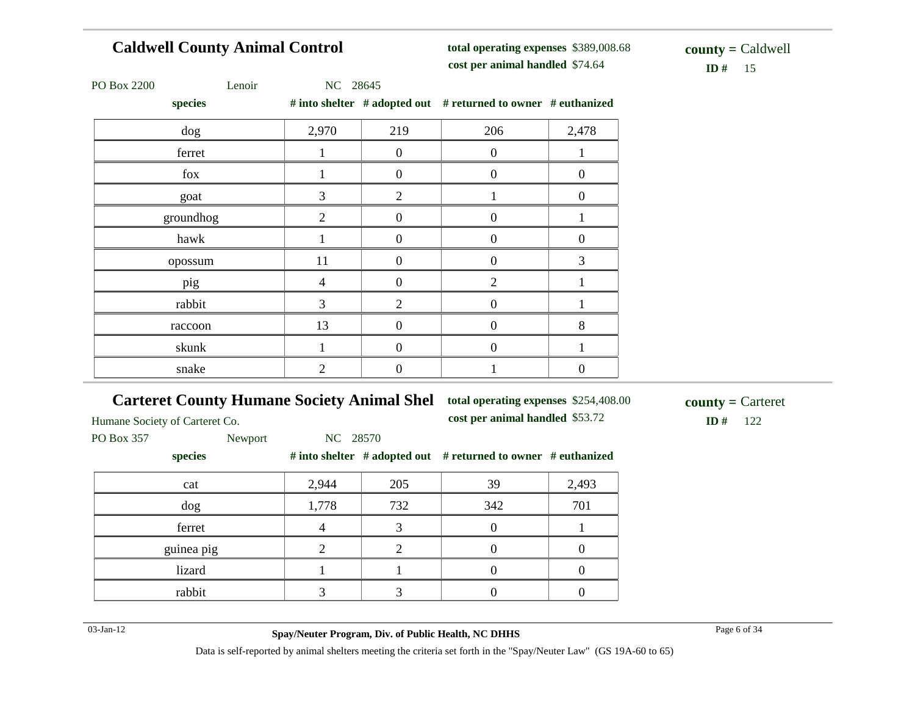## Caldwell County Animal Control

**total operating expenses** $389,008.68
**cost per animal handled** $74.64

**county =** Caldwell
**ID #** 15

PO Box 2200 Lenoir NC 28645

| species | # into shelter | # adopted out | # returned to owner | # euthanized |
|---|---|---|---|---|
| dog | 2,970 | 219 | 206 | 2,478 |
| ferret | 1 | 0 | 0 | 1 |
| fox | 1 | 0 | 0 | 0 |
| goat | 3 | 2 | 1 | 0 |
| groundhog | 2 | 0 | 0 | 1 |
| hawk | 1 | 0 | 0 | 0 |
| opossum | 11 | 0 | 0 | 3 |
| pig | 4 | 0 | 2 | 1 |
| rabbit | 3 | 2 | 0 | 1 |
| raccoon | 13 | 0 | 0 | 8 |
| skunk | 1 | 0 | 0 | 1 |
| snake | 2 | 0 | 1 | 0 |

## Carteret County Humane Society Animal Shel

**total operating expenses** $254,408.00
**cost per animal handled** $53.72

**county =** Carteret
**ID #** 122

Humane Society of Carteret Co.
PO Box 357 Newport NC 28570

| species | # into shelter | # adopted out | # returned to owner | # euthanized |
|---|---|---|---|---|
| cat | 2,944 | 205 | 39 | 2,493 |
| dog | 1,778 | 732 | 342 | 701 |
| ferret | 4 | 3 | 0 | 1 |
| guinea pig | 2 | 2 | 0 | 0 |
| lizard | 1 | 1 | 0 | 0 |
| rabbit | 3 | 3 | 0 | 0 |

03-Jan-12

**Spay/Neuter Program, Div. of Public Health, NC DHHS**

Data is self-reported by animal shelters meeting the criteria set forth in the "Spay/Neuter Law" (GS 19A-60 to 65)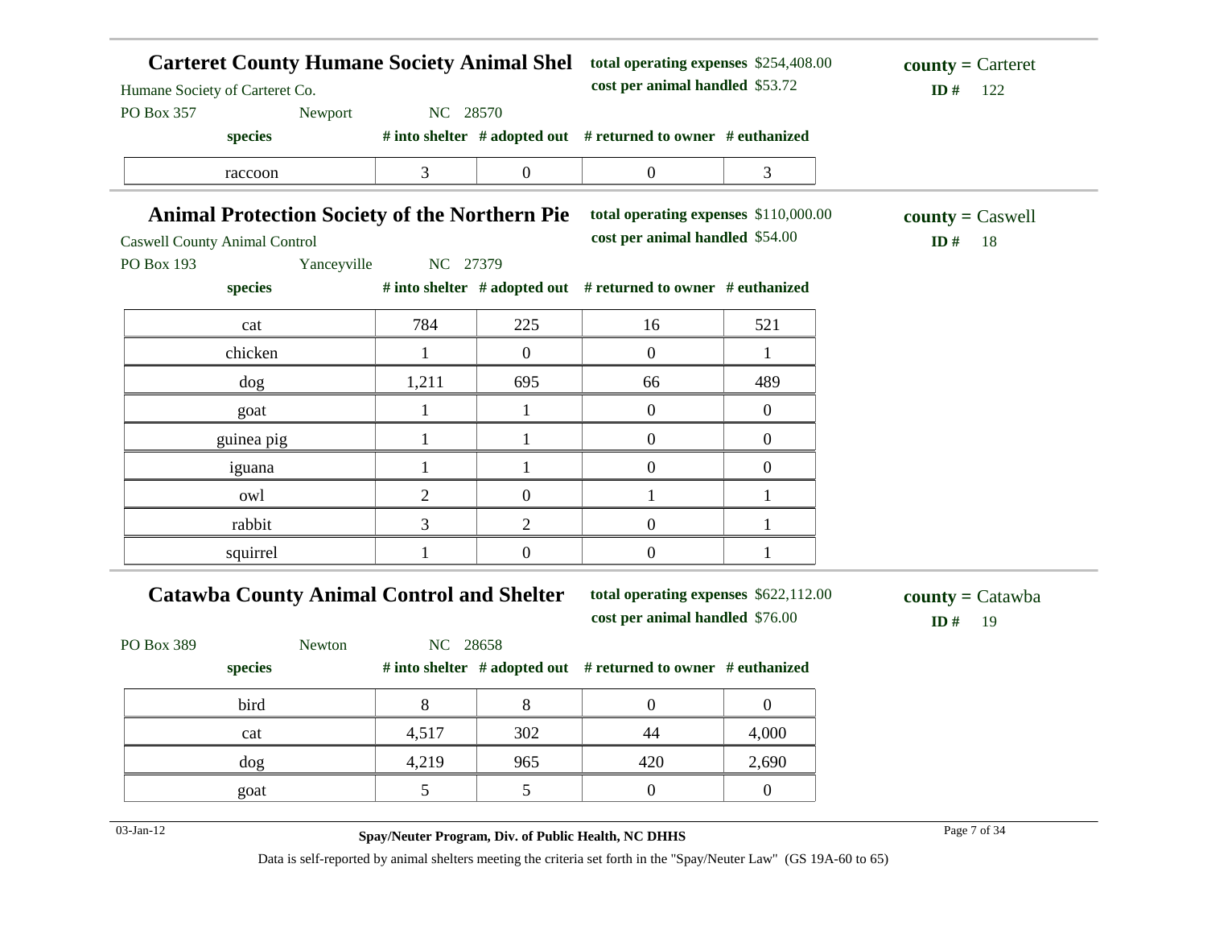## Carteret County Humane Society Animal Shel

Humane Society of Carteret Co.
PO Box 357 Newport NC 28570

**total operating expenses** $254,408.00
**cost per animal handled** $53.72

**county =** Carteret
**ID #** 122

| species | # into shelter | # adopted out | # returned to owner | # euthanized |
|---|---|---|---|---|
| raccoon | 3 | 0 | 0 | 3 |

## Animal Protection Society of the Northern Pie

Caswell County Animal Control
PO Box 193 Yanceyville NC 27379

**total operating expenses** $110,000.00
**cost per animal handled** $54.00

**county =** Caswell
**ID #** 18

| species | # into shelter | # adopted out | # returned to owner | # euthanized |
|---|---|---|---|---|
| cat | 784 | 225 | 16 | 521 |
| chicken | 1 | 0 | 0 | 1 |
| dog | 1,211 | 695 | 66 | 489 |
| goat | 1 | 1 | 0 | 0 |
| guinea pig | 1 | 1 | 0 | 0 |
| iguana | 1 | 1 | 0 | 0 |
| owl | 2 | 0 | 1 | 1 |
| rabbit | 3 | 2 | 0 | 1 |
| squirrel | 1 | 0 | 0 | 1 |

## Catawba County Animal Control and Shelter

PO Box 389 Newton NC 28658

**total operating expenses** $622,112.00
**cost per animal handled** $76.00

**county =** Catawba
**ID #** 19

| species | # into shelter | # adopted out | # returned to owner | # euthanized |
|---|---|---|---|---|
| bird | 8 | 8 | 0 | 0 |
| cat | 4,517 | 302 | 44 | 4,000 |
| dog | 4,219 | 965 | 420 | 2,690 |
| goat | 5 | 5 | 0 | 0 |

03-Jan-12

**Spay/Neuter Program, Div. of Public Health, NC DHHS**

Data is self-reported by animal shelters meeting the criteria set forth in the "Spay/Neuter Law" (GS 19A-60 to 65)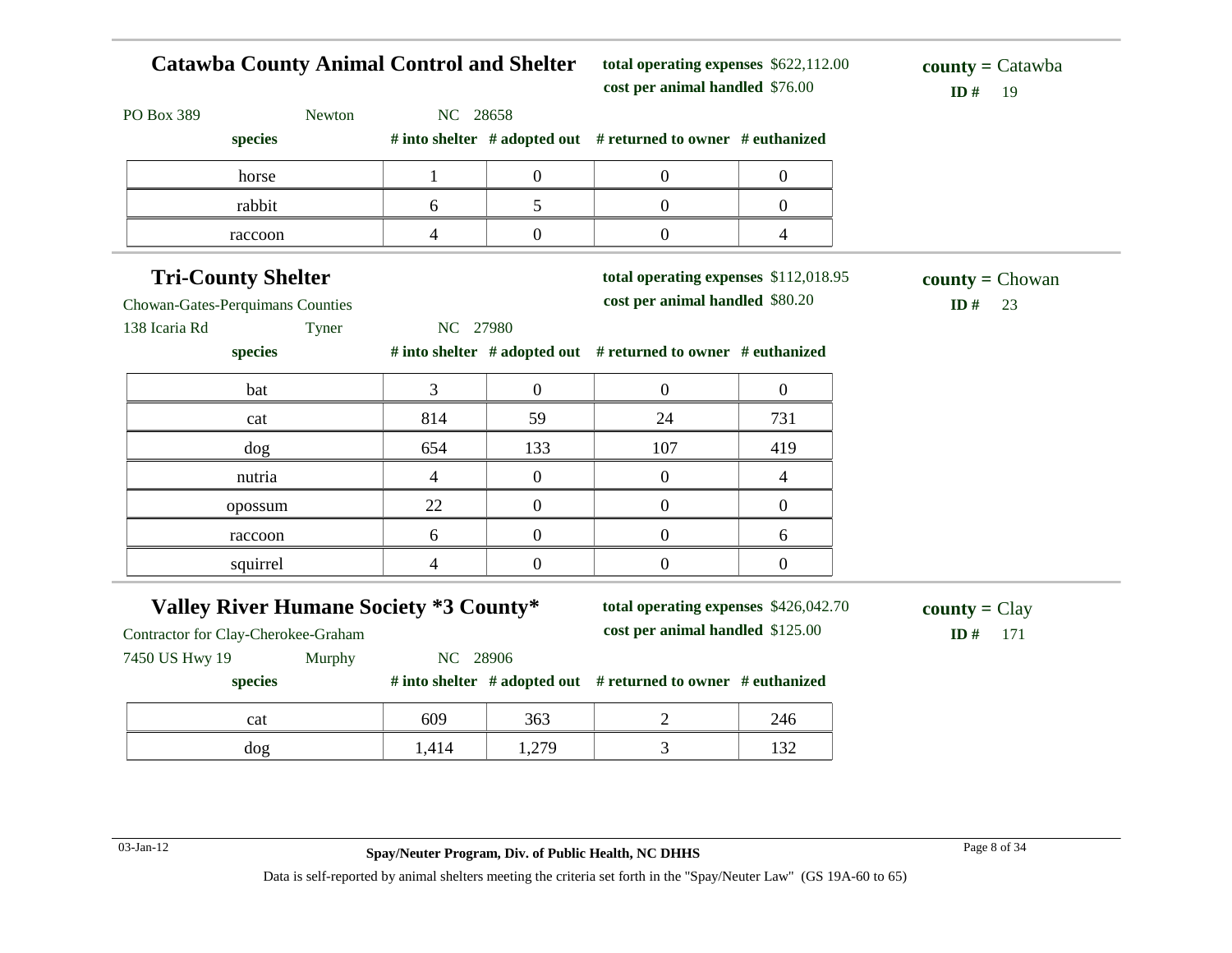## Catawba County Animal Control and Shelter

**total operating expenses** $622,112.00
**cost per animal handled** $76.00

**county =** Catawba
**ID #** 19

PO Box 389 Newton NC 28658

| species | # into shelter | # adopted out | # returned to owner | # euthanized |
|---|---|---|---|---|
| horse | 1 | 0 | 0 | 0 |
| rabbit | 6 | 5 | 0 | 0 |
| raccoon | 4 | 0 | 0 | 4 |

## Tri-County Shelter

Chowan-Gates-Perquimans Counties

**total operating expenses** $112,018.95
**cost per animal handled** $80.20

**county =** Chowan
**ID #** 23

138 Icaria Rd Tyner NC 27980

| species | # into shelter | # adopted out | # returned to owner | # euthanized |
|---|---|---|---|---|
| bat | 3 | 0 | 0 | 0 |
| cat | 814 | 59 | 24 | 731 |
| dog | 654 | 133 | 107 | 419 |
| nutria | 4 | 0 | 0 | 4 |
| opossum | 22 | 0 | 0 | 0 |
| raccoon | 6 | 0 | 0 | 6 |
| squirrel | 4 | 0 | 0 | 0 |

## Valley River Humane Society *3 County*

Contractor for Clay-Cherokee-Graham

**total operating expenses** $426,042.70
**cost per animal handled** $125.00

**county =** Clay
**ID #** 171

7450 US Hwy 19 Murphy NC 28906

| species | # into shelter | # adopted out | # returned to owner | # euthanized |
|---|---|---|---|---|
| cat | 609 | 363 | 2 | 246 |
| dog | 1,414 | 1,279 | 3 | 132 |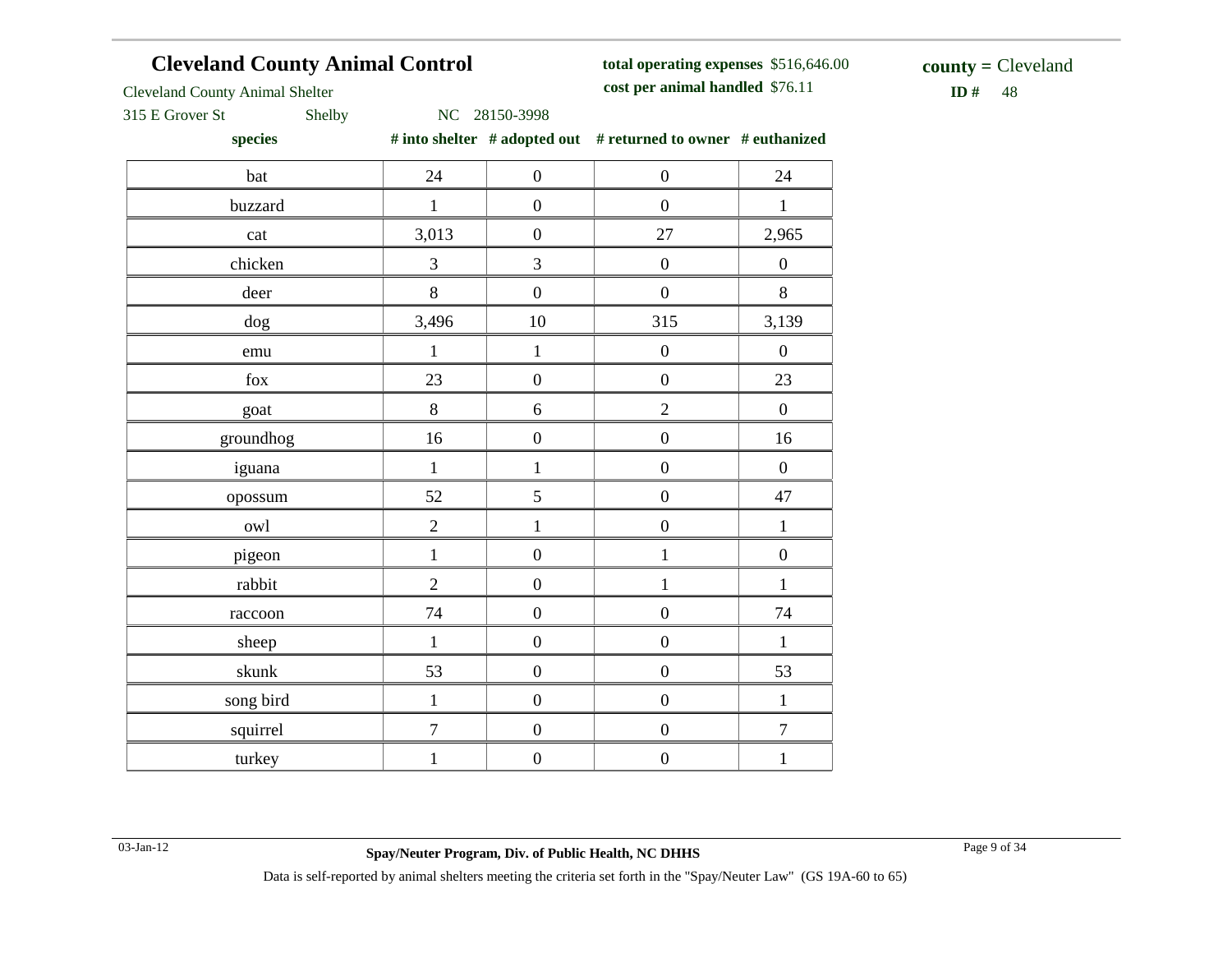## Cleveland County Animal Control

Cleveland County Animal Shelter
315 E Grover St Shelby NC 28150-3998

**total operating expenses** $516,646.00
**cost per animal handled** $76.11

**county =** Cleveland
**ID #** 48

| species | # into shelter | # adopted out | # returned to owner | # euthanized |
|---|---|---|---|---|
| bat | 24 | 0 | 0 | 24 |
| buzzard | 1 | 0 | 0 | 1 |
| cat | 3,013 | 0 | 27 | 2,965 |
| chicken | 3 | 3 | 0 | 0 |
| deer | 8 | 0 | 0 | 8 |
| dog | 3,496 | 10 | 315 | 3,139 |
| emu | 1 | 1 | 0 | 0 |
| fox | 23 | 0 | 0 | 23 |
| goat | 8 | 6 | 2 | 0 |
| groundhog | 16 | 0 | 0 | 16 |
| iguana | 1 | 1 | 0 | 0 |
| opossum | 52 | 5 | 0 | 47 |
| owl | 2 | 1 | 0 | 1 |
| pigeon | 1 | 0 | 1 | 0 |
| rabbit | 2 | 0 | 1 | 1 |
| raccoon | 74 | 0 | 0 | 74 |
| sheep | 1 | 0 | 0 | 1 |
| skunk | 53 | 0 | 0 | 53 |
| song bird | 1 | 0 | 0 | 1 |
| squirrel | 7 | 0 | 0 | 7 |
| turkey | 1 | 0 | 0 | 1 |

Data is self-reported by animal shelters meeting the criteria set forth in the "Spay/Neuter Law" (GS 19A-60 to 65)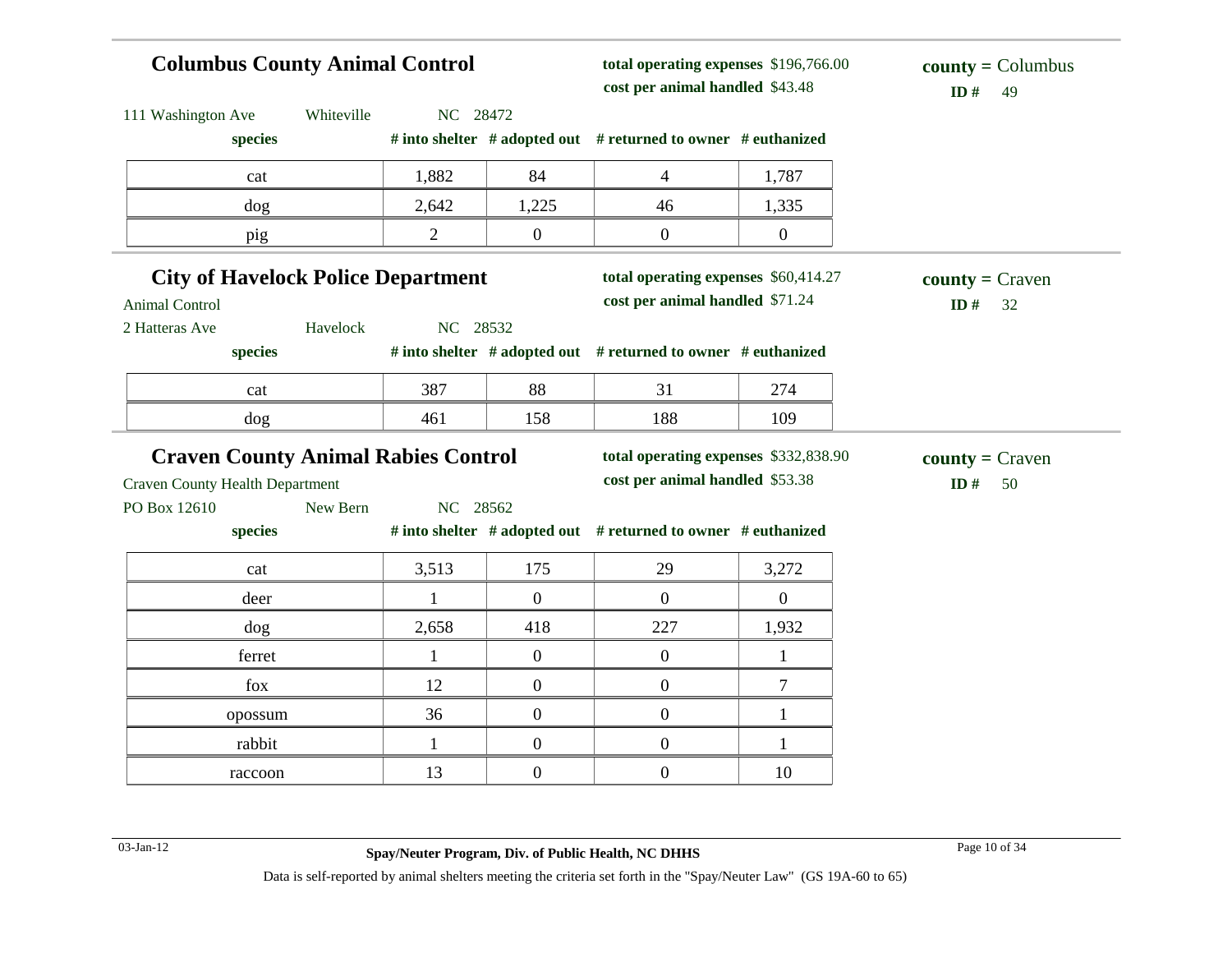## Columbus County Animal Control

**total operating expenses** $196,766.00
**cost per animal handled** $43.48

**county =** Columbus
**ID #** 49

111 Washington Ave Whiteville NC 28472

| species | # into shelter | # adopted out | # returned to owner | # euthanized |
|---|---|---|---|---|
| cat | 1,882 | 84 | 4 | 1,787 |
| dog | 2,642 | 1,225 | 46 | 1,335 |
| pig | 2 | 0 | 0 | 0 |

## City of Havelock Police Department

Animal Control

**total operating expenses** $60,414.27
**cost per animal handled** $71.24

**county =** Craven
**ID #** 32

2 Hatteras Ave Havelock NC 28532

| species | # into shelter | # adopted out | # returned to owner | # euthanized |
|---|---|---|---|---|
| cat | 387 | 88 | 31 | 274 |
| dog | 461 | 158 | 188 | 109 |

## Craven County Animal Rabies Control

Craven County Health Department

**total operating expenses** $332,838.90
**cost per animal handled** $53.38

**county =** Craven
**ID #** 50

PO Box 12610 New Bern NC 28562

| species | # into shelter | # adopted out | # returned to owner | # euthanized |
|---|---|---|---|---|
| cat | 3,513 | 175 | 29 | 3,272 |
| deer | 1 | 0 | 0 | 0 |
| dog | 2,658 | 418 | 227 | 1,932 |
| ferret | 1 | 0 | 0 | 1 |
| fox | 12 | 0 | 0 | 7 |
| opossum | 36 | 0 | 0 | 1 |
| rabbit | 1 | 0 | 0 | 1 |
| raccoon | 13 | 0 | 0 | 10 |

03-Jan-12 **Spay/Neuter Program, Div. of Public Health, NC DHHS**

Data is self-reported by animal shelters meeting the criteria set forth in the "Spay/Neuter Law" (GS 19A-60 to 65)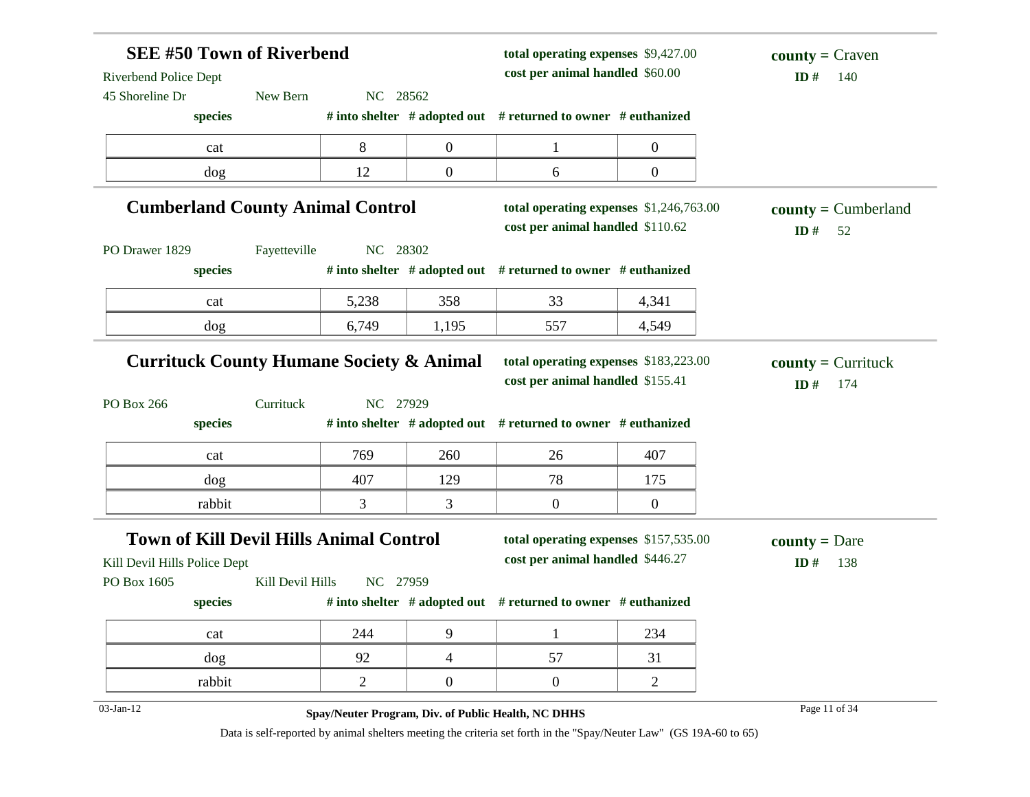## SEE #50 Town of Riverbend

Riverbend Police Dept
45 Shoreline Dr New Bern NC 28562

**total operating expenses** $9,427.00
**cost per animal handled** $60.00

**county =** Craven
**ID #** 140

| species | # into shelter | # adopted out | # returned to owner | # euthanized |
|---|---|---|---|---|
| cat | 8 | 0 | 1 | 0 |
| dog | 12 | 0 | 6 | 0 |

## Cumberland County Animal Control

PO Drawer 1829 Fayetteville NC 28302

**total operating expenses** $1,246,763.00
**cost per animal handled** $110.62

**county =** Cumberland
**ID #** 52

| species | # into shelter | # adopted out | # returned to owner | # euthanized |
|---|---|---|---|---|
| cat | 5,238 | 358 | 33 | 4,341 |
| dog | 6,749 | 1,195 | 557 | 4,549 |

## Currituck County Humane Society & Animal

PO Box 266 Currituck NC 27929

**total operating expenses** $183,223.00
**cost per animal handled** $155.41

**county =** Currituck
**ID #** 174

| species | # into shelter | # adopted out | # returned to owner | # euthanized |
|---|---|---|---|---|
| cat | 769 | 260 | 26 | 407 |
| dog | 407 | 129 | 78 | 175 |
| rabbit | 3 | 3 | 0 | 0 |

## Town of Kill Devil Hills Animal Control

Kill Devil Hills Police Dept
PO Box 1605 Kill Devil Hills NC 27959

**total operating expenses** $157,535.00
**cost per animal handled** $446.27

**county =** Dare
**ID #** 138

| species | # into shelter | # adopted out | # returned to owner | # euthanized |
|---|---|---|---|---|
| cat | 244 | 9 | 1 | 234 |
| dog | 92 | 4 | 57 | 31 |
| rabbit | 2 | 0 | 0 | 2 |

03-Jan-12

**Spay/Neuter Program, Div. of Public Health, NC DHHS**

Data is self-reported by animal shelters meeting the criteria set forth in the "Spay/Neuter Law" (GS 19A-60 to 65)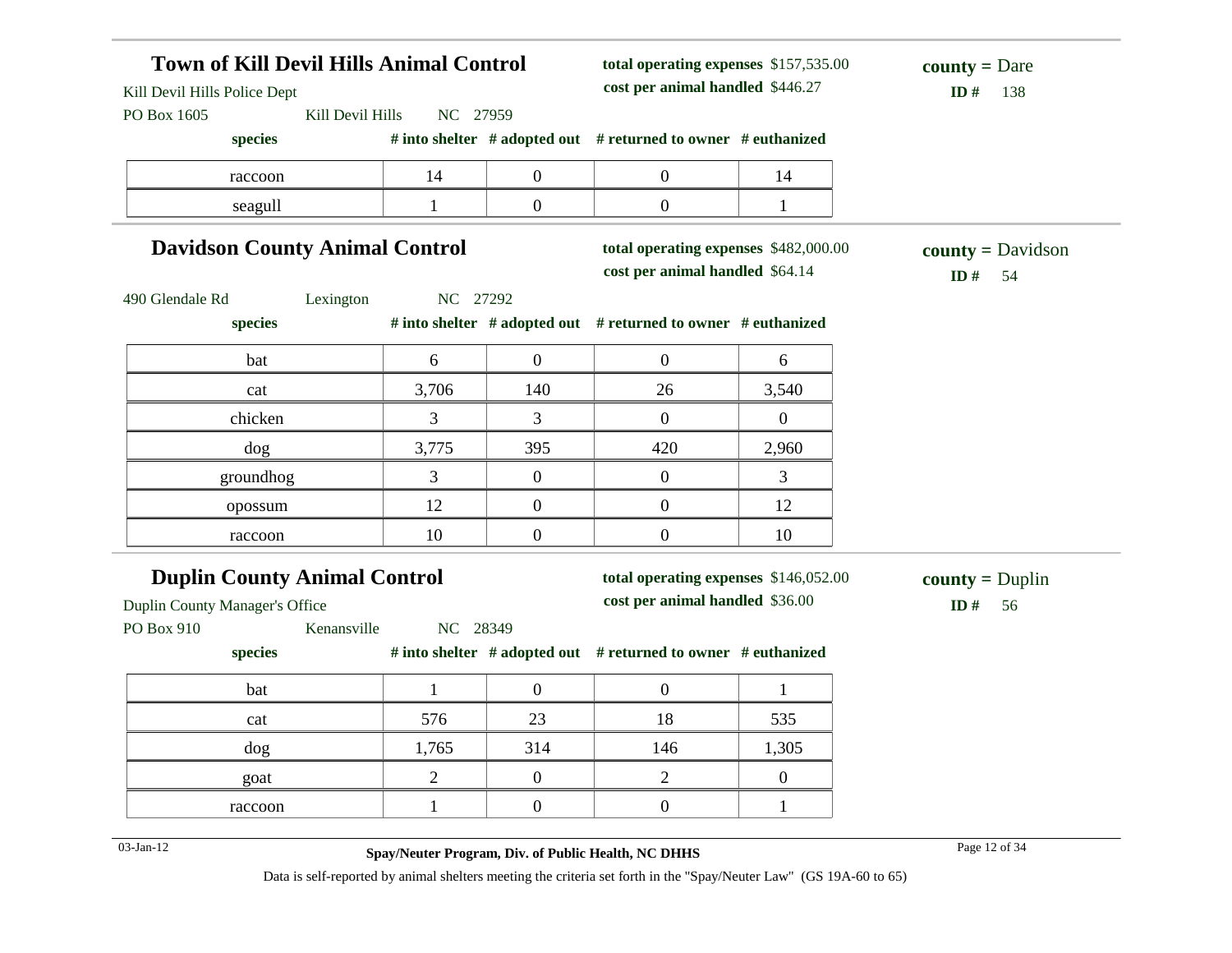## Town of Kill Devil Hills Animal Control

**total operating expenses** $157,535.00
**cost per animal handled** $446.27

**county =** Dare
**ID #** 138

Kill Devil Hills Police Dept
PO Box 1605 Kill Devil Hills NC 27959

| species | # into shelter | # adopted out | # returned to owner | # euthanized |
|---|---|---|---|---|
| raccoon | 14 | 0 | 0 | 14 |
| seagull | 1 | 0 | 0 | 1 |

## Davidson County Animal Control

**total operating expenses** $482,000.00
**cost per animal handled** $64.14

**county =** Davidson
**ID #** 54

490 Glendale Rd Lexington NC 27292

| species | # into shelter | # adopted out | # returned to owner | # euthanized |
|---|---|---|---|---|
| bat | 6 | 0 | 0 | 6 |
| cat | 3,706 | 140 | 26 | 3,540 |
| chicken | 3 | 3 | 0 | 0 |
| dog | 3,775 | 395 | 420 | 2,960 |
| groundhog | 3 | 0 | 0 | 3 |
| opossum | 12 | 0 | 0 | 12 |
| raccoon | 10 | 0 | 0 | 10 |

## Duplin County Animal Control

**total operating expenses** $146,052.00
**cost per animal handled** $36.00

**county =** Duplin
**ID #** 56

Duplin County Manager's Office
PO Box 910 Kenansville NC 28349

| species | # into shelter | # adopted out | # returned to owner | # euthanized |
|---|---|---|---|---|
| bat | 1 | 0 | 0 | 1 |
| cat | 576 | 23 | 18 | 535 |
| dog | 1,765 | 314 | 146 | 1,305 |
| goat | 2 | 0 | 2 | 0 |
| raccoon | 1 | 0 | 0 | 1 |

Data is self-reported by animal shelters meeting the criteria set forth in the "Spay/Neuter Law" (GS 19A-60 to 65)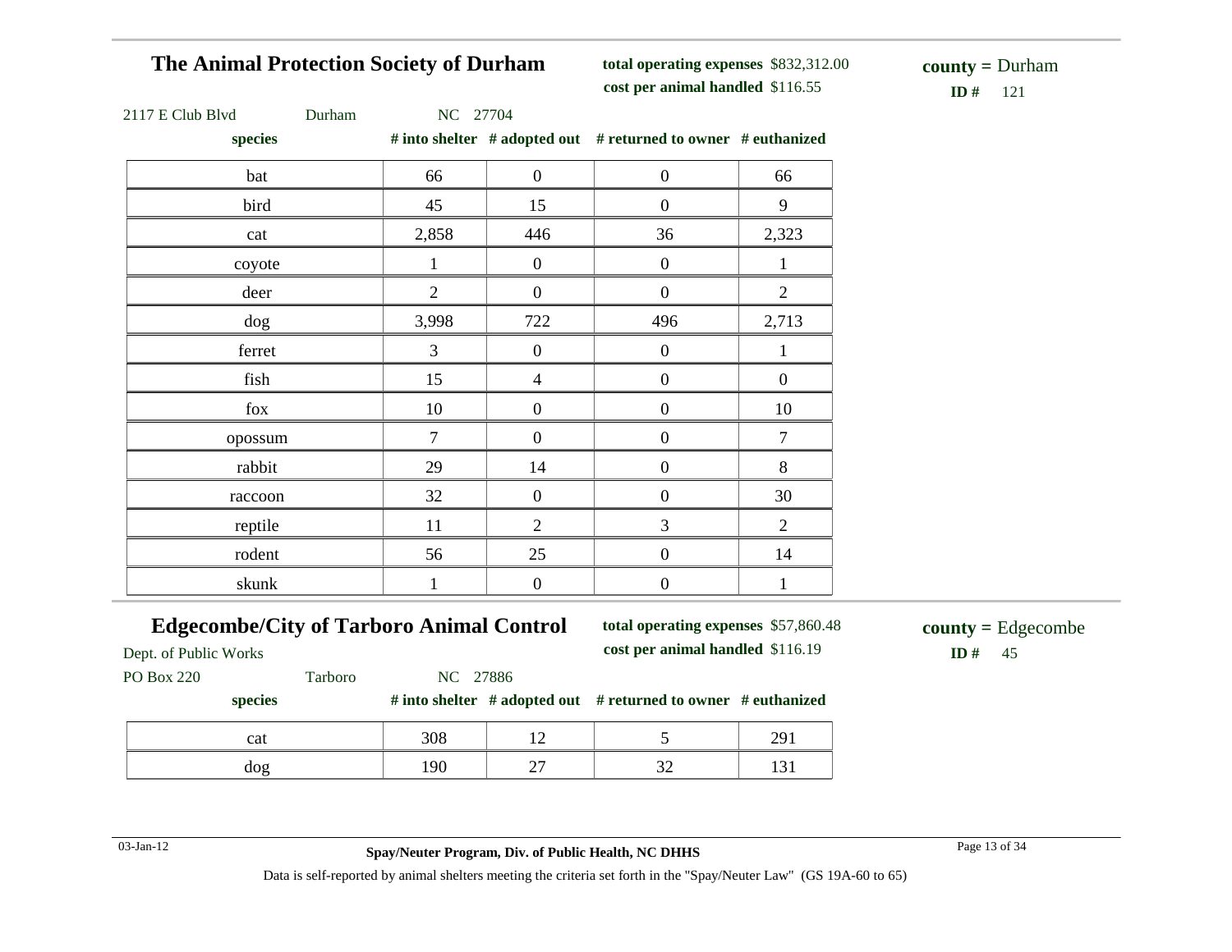## The Animal Protection Society of Durham

**total operating expenses** $832,312.00
**cost per animal handled** $116.55

**county =** Durham
**ID #** 121

2117 E Club Blvd Durham NC 27704

| species | # into shelter | # adopted out | # returned to owner | # euthanized |
|---|---|---|---|---|
| bat | 66 | 0 | 0 | 66 |
| bird | 45 | 15 | 0 | 9 |
| cat | 2,858 | 446 | 36 | 2,323 |
| coyote | 1 | 0 | 0 | 1 |
| deer | 2 | 0 | 0 | 2 |
| dog | 3,998 | 722 | 496 | 2,713 |
| ferret | 3 | 0 | 0 | 1 |
| fish | 15 | 4 | 0 | 0 |
| fox | 10 | 0 | 0 | 10 |
| opossum | 7 | 0 | 0 | 7 |
| rabbit | 29 | 14 | 0 | 8 |
| raccoon | 32 | 0 | 0 | 30 |
| reptile | 11 | 2 | 3 | 2 |
| rodent | 56 | 25 | 0 | 14 |
| skunk | 1 | 0 | 0 | 1 |

## Edgecombe/City of Tarboro Animal Control

**total operating expenses** $57,860.48
**cost per animal handled** $116.19

**county =** Edgecombe
**ID #** 45

Dept. of Public Works
PO Box 220 Tarboro NC 27886

| species | # into shelter | # adopted out | # returned to owner | # euthanized |
|---|---|---|---|---|
| cat | 308 | 12 | 5 | 291 |
| dog | 190 | 27 | 32 | 131 |

03-Jan-12

**Spay/Neuter Program, Div. of Public Health, NC DHHS**

Data is self-reported by animal shelters meeting the criteria set forth in the "Spay/Neuter Law" (GS 19A-60 to 65)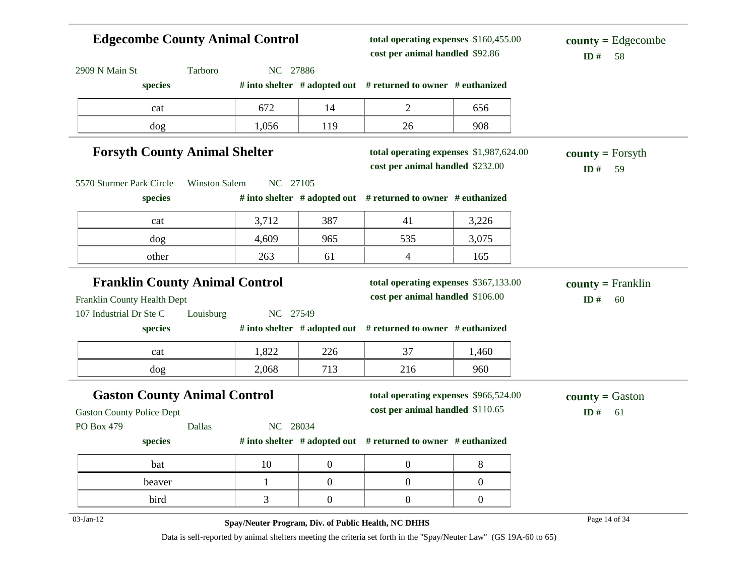## Edgecombe County Animal Control

**total operating expenses** $160,455.00
**cost per animal handled** $92.86

**county =** Edgecombe
**ID #** 58

2909 N Main St Tarboro NC 27886

| species | # into shelter | # adopted out | # returned to owner | # euthanized |
|---|---|---|---|---|
| cat | 672 | 14 | 2 | 656 |
| dog | 1,056 | 119 | 26 | 908 |

## Forsyth County Animal Shelter

**total operating expenses** $1,987,624.00
**cost per animal handled** $232.00

**county =** Forsyth
**ID #** 59

5570 Sturmer Park Circle Winston Salem NC 27105

| species | # into shelter | # adopted out | # returned to owner | # euthanized |
|---|---|---|---|---|
| cat | 3,712 | 387 | 41 | 3,226 |
| dog | 4,609 | 965 | 535 | 3,075 |
| other | 263 | 61 | 4 | 165 |

## Franklin County Animal Control

**total operating expenses** $367,133.00
**cost per animal handled** $106.00

**county =** Franklin
**ID #** 60

Franklin County Health Dept
107 Industrial Dr Ste C Louisburg NC 27549

| species | # into shelter | # adopted out | # returned to owner | # euthanized |
|---|---|---|---|---|
| cat | 1,822 | 226 | 37 | 1,460 |
| dog | 2,068 | 713 | 216 | 960 |

## Gaston County Animal Control

**total operating expenses** $966,524.00
**cost per animal handled** $110.65

**county =** Gaston
**ID #** 61

Gaston County Police Dept
PO Box 479 Dallas NC 28034

| species | # into shelter | # adopted out | # returned to owner | # euthanized |
|---|---|---|---|---|
| bat | 10 | 0 | 0 | 8 |
| beaver | 1 | 0 | 0 | 0 |
| bird | 3 | 0 | 0 | 0 |

**Spay/Neuter Program, Div. of Public Health, NC DHHS**

Data is self-reported by animal shelters meeting the criteria set forth in the "Spay/Neuter Law" (GS 19A-60 to 65)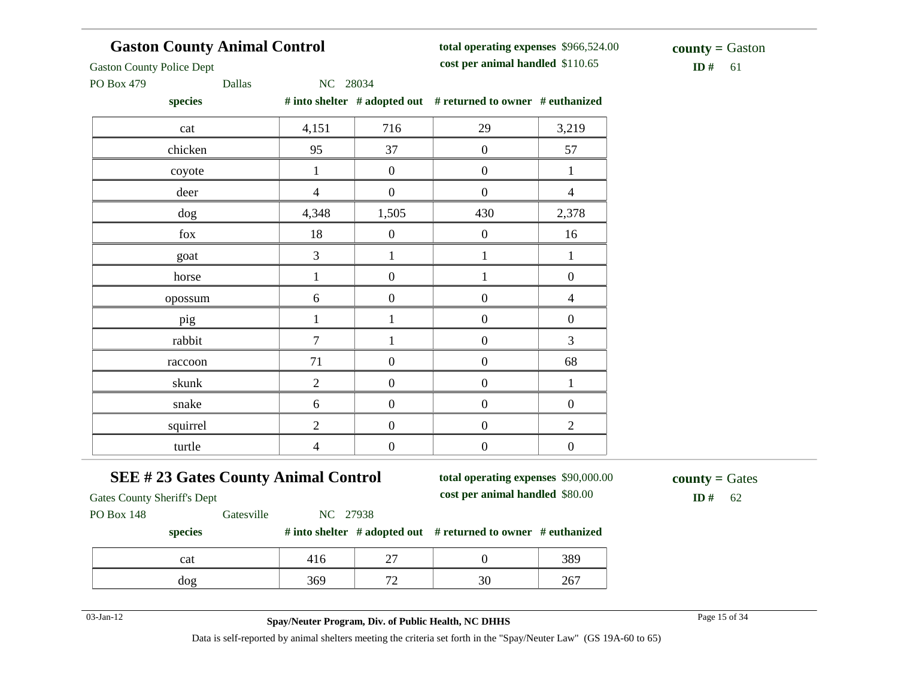## Gaston County Animal Control

Gaston County Police Dept
PO Box 479 Dallas NC 28034

**total operating expenses** $966,524.00
**cost per animal handled** $110.65

**county =** Gaston
**ID #** 61

| species | # into shelter | # adopted out | # returned to owner | # euthanized |
|---|---|---|---|---|
| cat | 4,151 | 716 | 29 | 3,219 |
| chicken | 95 | 37 | 0 | 57 |
| coyote | 1 | 0 | 0 | 1 |
| deer | 4 | 0 | 0 | 4 |
| dog | 4,348 | 1,505 | 430 | 2,378 |
| fox | 18 | 0 | 0 | 16 |
| goat | 3 | 1 | 1 | 1 |
| horse | 1 | 0 | 1 | 0 |
| opossum | 6 | 0 | 0 | 4 |
| pig | 1 | 1 | 0 | 0 |
| rabbit | 7 | 1 | 0 | 3 |
| raccoon | 71 | 0 | 0 | 68 |
| skunk | 2 | 0 | 0 | 1 |
| snake | 6 | 0 | 0 | 0 |
| squirrel | 2 | 0 | 0 | 2 |
| turtle | 4 | 0 | 0 | 0 |

## SEE # 23 Gates County Animal Control

Gates County Sheriff's Dept
PO Box 148 Gatesville NC 27938

**total operating expenses** $90,000.00
**cost per animal handled** $80.00

**county =** Gates
**ID #** 62

| species | # into shelter | # adopted out | # returned to owner | # euthanized |
|---|---|---|---|---|
| cat | 416 | 27 | 0 | 389 |
| dog | 369 | 72 | 30 | 267 |

03-Jan-12

**Spay/Neuter Program, Div. of Public Health, NC DHHS**

Data is self-reported by animal shelters meeting the criteria set forth in the "Spay/Neuter Law" (GS 19A-60 to 65)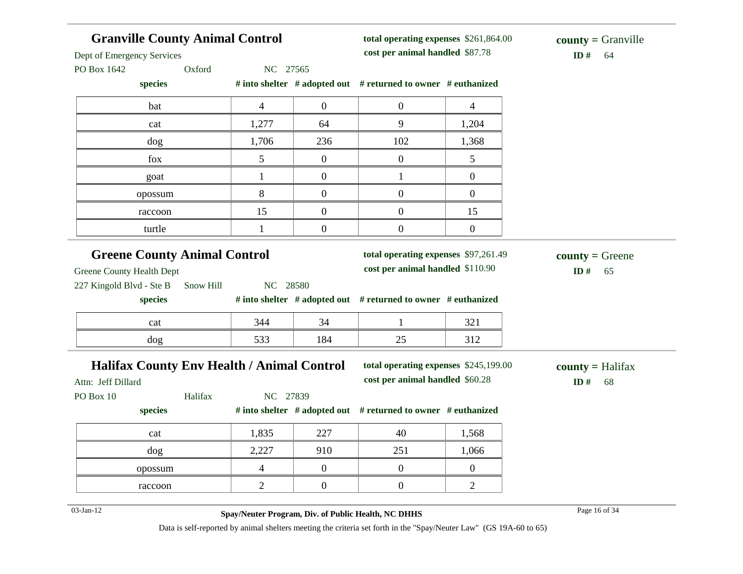## Granville County Animal Control

Dept of Emergency Services

PO Box 1642 Oxford NC 27565

**total operating expenses** $261,864.00

**cost per animal handled** $87.78

**county =** Granville

**ID #** 64

| species | # into shelter | # adopted out | # returned to owner | # euthanized |
|---|---|---|---|---|
| bat | 4 | 0 | 0 | 4 |
| cat | 1,277 | 64 | 9 | 1,204 |
| dog | 1,706 | 236 | 102 | 1,368 |
| fox | 5 | 0 | 0 | 5 |
| goat | 1 | 0 | 1 | 0 |
| opossum | 8 | 0 | 0 | 0 |
| raccoon | 15 | 0 | 0 | 15 |
| turtle | 1 | 0 | 0 | 0 |

## Greene County Animal Control

Greene County Health Dept

227 Kingold Blvd - Ste B Snow Hill NC 28580

**total operating expenses** $97,261.49

**cost per animal handled** $110.90

**county =** Greene

**ID #** 65

| species | # into shelter | # adopted out | # returned to owner | # euthanized |
|---|---|---|---|---|
| cat | 344 | 34 | 1 | 321 |
| dog | 533 | 184 | 25 | 312 |

## Halifax County Env Health / Animal Control

Attn: Jeff Dillard

PO Box 10 Halifax NC 27839

**total operating expenses** $245,199.00

**cost per animal handled** $60.28

**county =** Halifax

**ID #** 68

| species | # into shelter | # adopted out | # returned to owner | # euthanized |
|---|---|---|---|---|
| cat | 1,835 | 227 | 40 | 1,568 |
| dog | 2,227 | 910 | 251 | 1,066 |
| opossum | 4 | 0 | 0 | 0 |
| raccoon | 2 | 0 | 0 | 2 |

03-Jan-12

**Spay/Neuter Program, Div. of Public Health, NC DHHS**

Data is self-reported by animal shelters meeting the criteria set forth in the "Spay/Neuter Law" (GS 19A-60 to 65)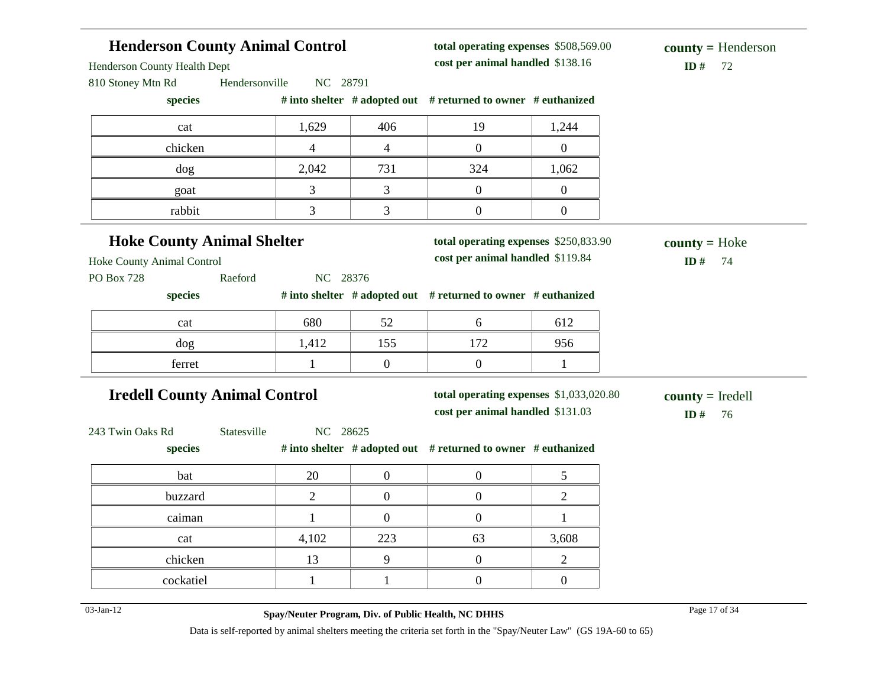## Henderson County Animal Control

Henderson County Health Dept

810 Stoney Mtn Rd Hendersonville NC 28791

**total operating expenses** $508,569.00

**cost per animal handled** $138.16

**county =** Henderson

**ID #** 72

| species | # into shelter | # adopted out | # returned to owner | # euthanized |
|---|---|---|---|---|
| cat | 1,629 | 406 | 19 | 1,244 |
| chicken | 4 | 4 | 0 | 0 |
| dog | 2,042 | 731 | 324 | 1,062 |
| goat | 3 | 3 | 0 | 0 |
| rabbit | 3 | 3 | 0 | 0 |

## Hoke County Animal Shelter

Hoke County Animal Control

PO Box 728 Raeford NC 28376

**total operating expenses** $250,833.90

**cost per animal handled** $119.84

**county =** Hoke

**ID #** 74

| species | # into shelter | # adopted out | # returned to owner | # euthanized |
|---|---|---|---|---|
| cat | 680 | 52 | 6 | 612 |
| dog | 1,412 | 155 | 172 | 956 |
| ferret | 1 | 0 | 0 | 1 |

## Iredell County Animal Control

243 Twin Oaks Rd Statesville NC 28625

**total operating expenses** $1,033,020.80

**cost per animal handled** $131.03

**county =** Iredell

**ID #** 76

| species | # into shelter | # adopted out | # returned to owner | # euthanized |
|---|---|---|---|---|
| bat | 20 | 0 | 0 | 5 |
| buzzard | 2 | 0 | 0 | 2 |
| caiman | 1 | 0 | 0 | 1 |
| cat | 4,102 | 223 | 63 | 3,608 |
| chicken | 13 | 9 | 0 | 2 |
| cockatiel | 1 | 1 | 0 | 0 |

03-Jan-12

**Spay/Neuter Program, Div. of Public Health, NC DHHS**

Data is self-reported by animal shelters meeting the criteria set forth in the "Spay/Neuter Law" (GS 19A-60 to 65)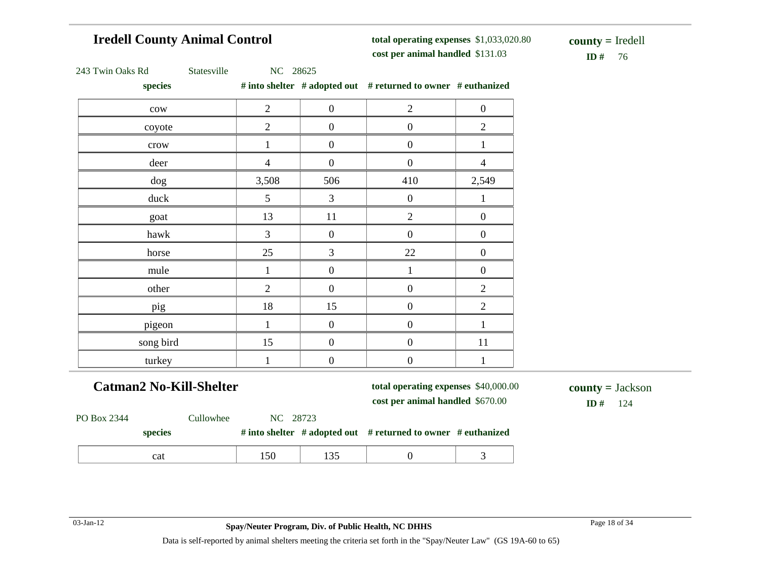## Iredell County Animal Control

**total operating expenses** $1,033,020.80
**cost per animal handled** $131.03

**county =** Iredell
**ID #** 76

243 Twin Oaks Rd Statesville NC 28625

| species | # into shelter | # adopted out | # returned to owner | # euthanized |
|---|---|---|---|---|
| cow | 2 | 0 | 2 | 0 |
| coyote | 2 | 0 | 0 | 2 |
| crow | 1 | 0 | 0 | 1 |
| deer | 4 | 0 | 0 | 4 |
| dog | 3,508 | 506 | 410 | 2,549 |
| duck | 5 | 3 | 0 | 1 |
| goat | 13 | 11 | 2 | 0 |
| hawk | 3 | 0 | 0 | 0 |
| horse | 25 | 3 | 22 | 0 |
| mule | 1 | 0 | 1 | 0 |
| other | 2 | 0 | 0 | 2 |
| pig | 18 | 15 | 0 | 2 |
| pigeon | 1 | 0 | 0 | 1 |
| song bird | 15 | 0 | 0 | 11 |
| turkey | 1 | 0 | 0 | 1 |

## Catman2 No-Kill-Shelter

**total operating expenses** $40,000.00
**cost per animal handled** $670.00

**county =** Jackson
**ID #** 124

PO Box 2344 Cullowhee NC 28723

| species | # into shelter | # adopted out | # returned to owner | # euthanized |
|---|---|---|---|---|
| cat | 150 | 135 | 0 | 3 |

03-Jan-12

**Spay/Neuter Program, Div. of Public Health, NC DHHS**

Data is self-reported by animal shelters meeting the criteria set forth in the "Spay/Neuter Law" (GS 19A-60 to 65)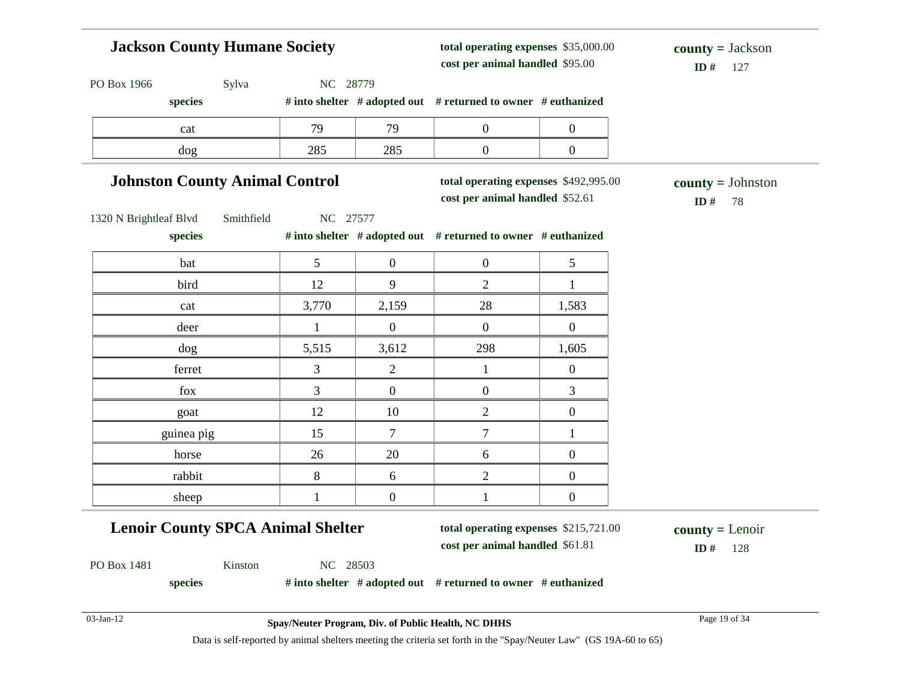## Jackson County Humane Society

**total operating expenses** $35,000.00
**cost per animal handled** $95.00

**county =** Jackson
**ID #** 127

PO Box 1966 Sylva NC 28779

| species | # into shelter | # adopted out | # returned to owner | # euthanized |
|---|---|---|---|---|
| cat | 79 | 79 | 0 | 0 |
| dog | 285 | 285 | 0 | 0 |

## Johnston County Animal Control

**total operating expenses** $492,995.00
**cost per animal handled** $52.61

**county =** Johnston
**ID #** 78

1320 N Brightleaf Blvd Smithfield NC 27577

| species | # into shelter | # adopted out | # returned to owner | # euthanized |
|---|---|---|---|---|
| bat | 5 | 0 | 0 | 5 |
| bird | 12 | 9 | 2 | 1 |
| cat | 3,770 | 2,159 | 28 | 1,583 |
| deer | 1 | 0 | 0 | 0 |
| dog | 5,515 | 3,612 | 298 | 1,605 |
| ferret | 3 | 2 | 1 | 0 |
| fox | 3 | 0 | 0 | 3 |
| goat | 12 | 10 | 2 | 0 |
| guinea pig | 15 | 7 | 7 | 1 |
| horse | 26 | 20 | 6 | 0 |
| rabbit | 8 | 6 | 2 | 0 |
| sheep | 1 | 0 | 1 | 0 |

## Lenoir County SPCA Animal Shelter

**total operating expenses** $215,721.00
**cost per animal handled** $61.81

**county =** Lenoir
**ID #** 128

PO Box 1481 Kinston NC 28503

| species | # into shelter | # adopted out | # returned to owner | # euthanized |
|---|---|---|---|---|

Data is self-reported by animal shelters meeting the criteria set forth in the "Spay/Neuter Law" (GS 19A-60 to 65)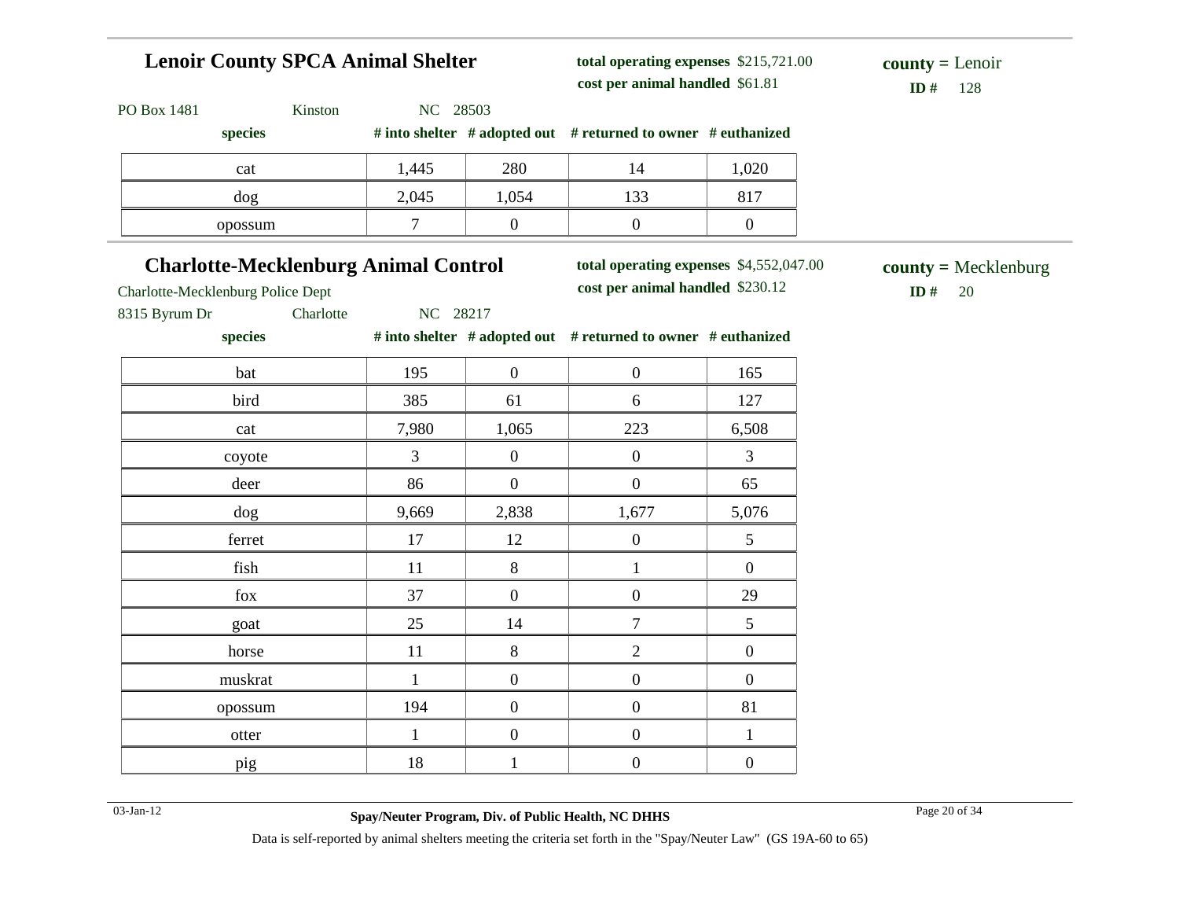## Lenoir County SPCA Animal Shelter

**total operating expenses** $215,721.00
**cost per animal handled** $61.81

**county =** Lenoir
**ID #** 128

PO Box 1481 Kinston NC 28503

| species | # into shelter | # adopted out | # returned to owner | # euthanized |
|---|---|---|---|---|
| cat | 1,445 | 280 | 14 | 1,020 |
| dog | 2,045 | 1,054 | 133 | 817 |
| opossum | 7 | 0 | 0 | 0 |

## Charlotte-Mecklenburg Animal Control

**total operating expenses** $4,552,047.00
**cost per animal handled** $230.12

**county =** Mecklenburg
**ID #** 20

Charlotte-Mecklenburg Police Dept
8315 Byrum Dr Charlotte NC 28217

| species | # into shelter | # adopted out | # returned to owner | # euthanized |
|---|---|---|---|---|
| bat | 195 | 0 | 0 | 165 |
| bird | 385 | 61 | 6 | 127 |
| cat | 7,980 | 1,065 | 223 | 6,508 |
| coyote | 3 | 0 | 0 | 3 |
| deer | 86 | 0 | 0 | 65 |
| dog | 9,669 | 2,838 | 1,677 | 5,076 |
| ferret | 17 | 12 | 0 | 5 |
| fish | 11 | 8 | 1 | 0 |
| fox | 37 | 0 | 0 | 29 |
| goat | 25 | 14 | 7 | 5 |
| horse | 11 | 8 | 2 | 0 |
| muskrat | 1 | 0 | 0 | 0 |
| opossum | 194 | 0 | 0 | 81 |
| otter | 1 | 0 | 0 | 1 |
| pig | 18 | 1 | 0 | 0 |

03-Jan-12

**Spay/Neuter Program, Div. of Public Health, NC DHHS**

Data is self-reported by animal shelters meeting the criteria set forth in the "Spay/Neuter Law" (GS 19A-60 to 65)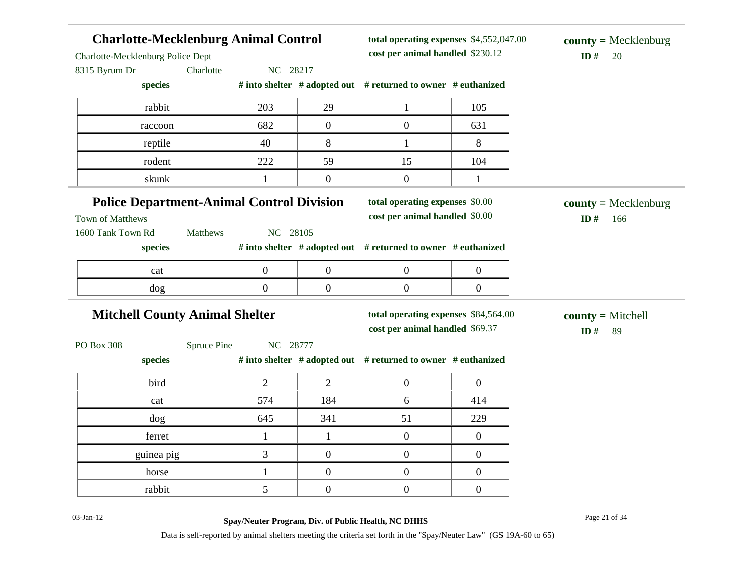## Charlotte-Mecklenburg Animal Control

Charlotte-Mecklenburg Police Dept

8315 Byrum Dr Charlotte NC 28217

**total operating expenses** $4,552,047.00

**cost per animal handled** $230.12

**county =** Mecklenburg

**ID #** 20

| species | # into shelter | # adopted out | # returned to owner | # euthanized |
|---|---|---|---|---|
| rabbit | 203 | 29 | 1 | 105 |
| raccoon | 682 | 0 | 0 | 631 |
| reptile | 40 | 8 | 1 | 8 |
| rodent | 222 | 59 | 15 | 104 |
| skunk | 1 | 0 | 0 | 1 |

## Police Department-Animal Control Division

Town of Matthews

1600 Tank Town Rd Matthews NC 28105

**total operating expenses** $0.00

**cost per animal handled** $0.00

**county =** Mecklenburg

**ID #** 166

| species | # into shelter | # adopted out | # returned to owner | # euthanized |
|---|---|---|---|---|
| cat | 0 | 0 | 0 | 0 |
| dog | 0 | 0 | 0 | 0 |

## Mitchell County Animal Shelter

PO Box 308 Spruce Pine NC 28777

**total operating expenses** $84,564.00

**cost per animal handled** $69.37

**county =** Mitchell

**ID #** 89

| species | # into shelter | # adopted out | # returned to owner | # euthanized |
|---|---|---|---|---|
| bird | 2 | 2 | 0 | 0 |
| cat | 574 | 184 | 6 | 414 |
| dog | 645 | 341 | 51 | 229 |
| ferret | 1 | 1 | 0 | 0 |
| guinea pig | 3 | 0 | 0 | 0 |
| horse | 1 | 0 | 0 | 0 |
| rabbit | 5 | 0 | 0 | 0 |

**Spay/Neuter Program, Div. of Public Health, NC DHHS**

Data is self-reported by animal shelters meeting the criteria set forth in the "Spay/Neuter Law" (GS 19A-60 to 65)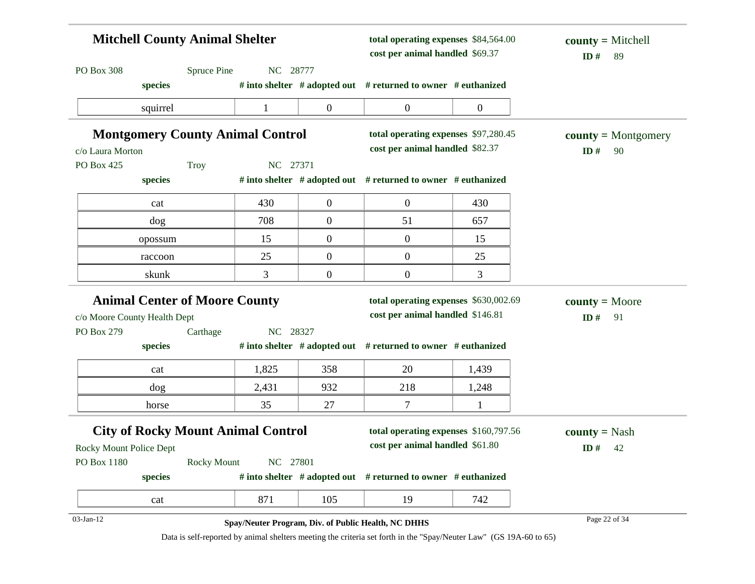## Mitchell County Animal Shelter

**total operating expenses** $84,564.00
**cost per animal handled** $69.37

**county =** Mitchell
**ID #** 89

PO Box 308 Spruce Pine NC 28777

| species | # into shelter | # adopted out | # returned to owner | # euthanized |
|---|---|---|---|---|
| squirrel | 1 | 0 | 0 | 0 |

## Montgomery County Animal Control

**total operating expenses** $97,280.45
**cost per animal handled** $82.37

**county =** Montgomery
**ID #** 90

c/o Laura Morton
PO Box 425 Troy NC 27371

| species | # into shelter | # adopted out | # returned to owner | # euthanized |
|---|---|---|---|---|
| cat | 430 | 0 | 0 | 430 |
| dog | 708 | 0 | 51 | 657 |
| opossum | 15 | 0 | 0 | 15 |
| raccoon | 25 | 0 | 0 | 25 |
| skunk | 3 | 0 | 0 | 3 |

## Animal Center of Moore County

**total operating expenses** $630,002.69
**cost per animal handled** $146.81

**county =** Moore
**ID #** 91

c/o Moore County Health Dept
PO Box 279 Carthage NC 28327

| species | # into shelter | # adopted out | # returned to owner | # euthanized |
|---|---|---|---|---|
| cat | 1,825 | 358 | 20 | 1,439 |
| dog | 2,431 | 932 | 218 | 1,248 |
| horse | 35 | 27 | 7 | 1 |

## City of Rocky Mount Animal Control

**total operating expenses** $160,797.56
**cost per animal handled** $61.80

**county =** Nash
**ID #** 42

Rocky Mount Police Dept
PO Box 1180 Rocky Mount NC 27801

| species | # into shelter | # adopted out | # returned to owner | # euthanized |
|---|---|---|---|---|
| cat | 871 | 105 | 19 | 742 |

03-Jan-12

**Spay/Neuter Program, Div. of Public Health, NC DHHS**

Data is self-reported by animal shelters meeting the criteria set forth in the "Spay/Neuter Law" (GS 19A-60 to 65)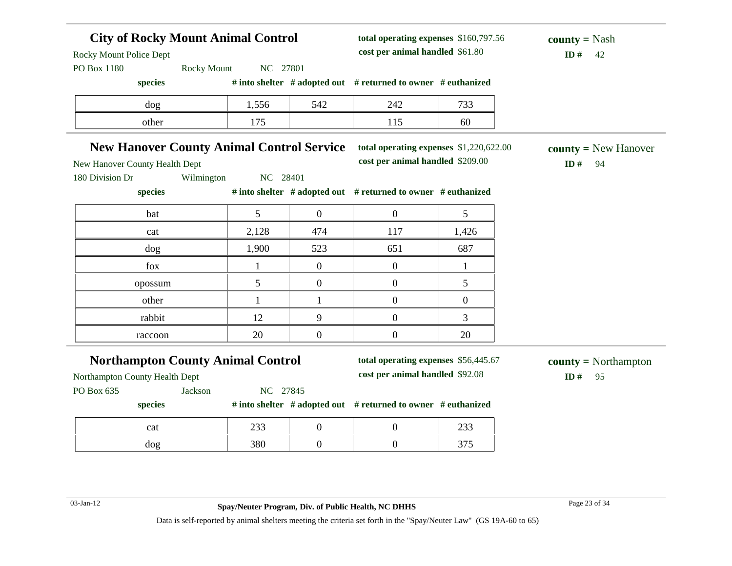## City of Rocky Mount Animal Control

Rocky Mount Police Dept
PO Box 1180 Rocky Mount NC 27801

**total operating expenses** $160,797.56
**cost per animal handled** $61.80

**county =** Nash
**ID #** 42

| species | # into shelter | # adopted out | # returned to owner | # euthanized |
|---|---|---|---|---|
| dog | 1,556 | 542 | 242 | 733 |
| other | 175 | | 115 | 60 |

## New Hanover County Animal Control Service

New Hanover County Health Dept
180 Division Dr Wilmington NC 28401

**total operating expenses** $1,220,622.00
**cost per animal handled** $209.00

**county =** New Hanover
**ID #** 94

| species | # into shelter | # adopted out | # returned to owner | # euthanized |
|---|---|---|---|---|
| bat | 5 | 0 | 0 | 5 |
| cat | 2,128 | 474 | 117 | 1,426 |
| dog | 1,900 | 523 | 651 | 687 |
| fox | 1 | 0 | 0 | 1 |
| opossum | 5 | 0 | 0 | 5 |
| other | 1 | 1 | 0 | 0 |
| rabbit | 12 | 9 | 0 | 3 |
| raccoon | 20 | 0 | 0 | 20 |

## Northampton County Animal Control

Northampton County Health Dept
PO Box 635 Jackson NC 27845

**total operating expenses** $56,445.67
**cost per animal handled** $92.08

**county =** Northampton
**ID #** 95

| species | # into shelter | # adopted out | # returned to owner | # euthanized |
|---|---|---|---|---|
| cat | 233 | 0 | 0 | 233 |
| dog | 380 | 0 | 0 | 375 |

03-Jan-12

**Spay/Neuter Program, Div. of Public Health, NC DHHS**

Data is self-reported by animal shelters meeting the criteria set forth in the "Spay/Neuter Law" (GS 19A-60 to 65)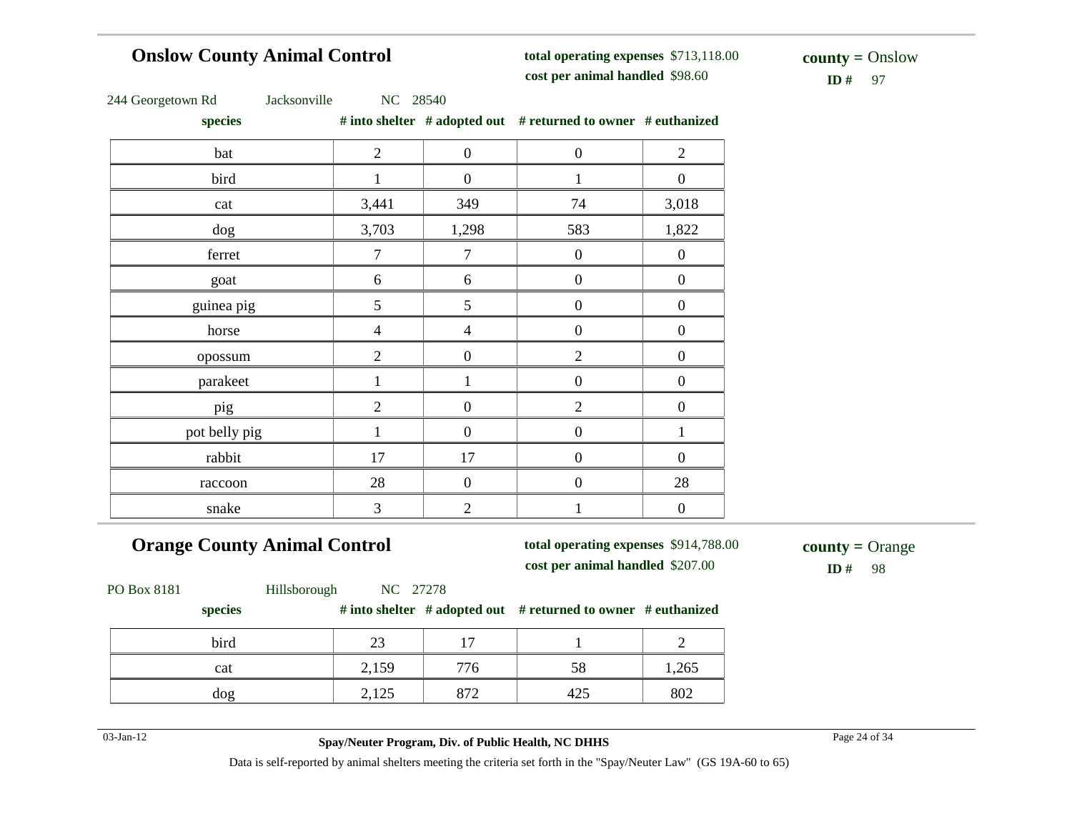## Onslow County Animal Control

**total operating expenses** $713,118.00
**cost per animal handled** $98.60

**county =** Onslow
**ID #** 97

244 Georgetown Rd Jacksonville NC 28540

| species | # into shelter | # adopted out | # returned to owner | # euthanized |
|---|---|---|---|---|
| bat | 2 | 0 | 0 | 2 |
| bird | 1 | 0 | 1 | 0 |
| cat | 3,441 | 349 | 74 | 3,018 |
| dog | 3,703 | 1,298 | 583 | 1,822 |
| ferret | 7 | 7 | 0 | 0 |
| goat | 6 | 6 | 0 | 0 |
| guinea pig | 5 | 5 | 0 | 0 |
| horse | 4 | 4 | 0 | 0 |
| opossum | 2 | 0 | 2 | 0 |
| parakeet | 1 | 1 | 0 | 0 |
| pig | 2 | 0 | 2 | 0 |
| pot belly pig | 1 | 0 | 0 | 1 |
| rabbit | 17 | 17 | 0 | 0 |
| raccoon | 28 | 0 | 0 | 28 |
| snake | 3 | 2 | 1 | 0 |

## Orange County Animal Control

**total operating expenses** $914,788.00
**cost per animal handled** $207.00

**county =** Orange
**ID #** 98

PO Box 8181 Hillsborough NC 27278

| species | # into shelter | # adopted out | # returned to owner | # euthanized |
|---|---|---|---|---|
| bird | 23 | 17 | 1 | 2 |
| cat | 2,159 | 776 | 58 | 1,265 |
| dog | 2,125 | 872 | 425 | 802 |

03-Jan-12

**Spay/Neuter Program, Div. of Public Health, NC DHHS**

Data is self-reported by animal shelters meeting the criteria set forth in the "Spay/Neuter Law" (GS 19A-60 to 65)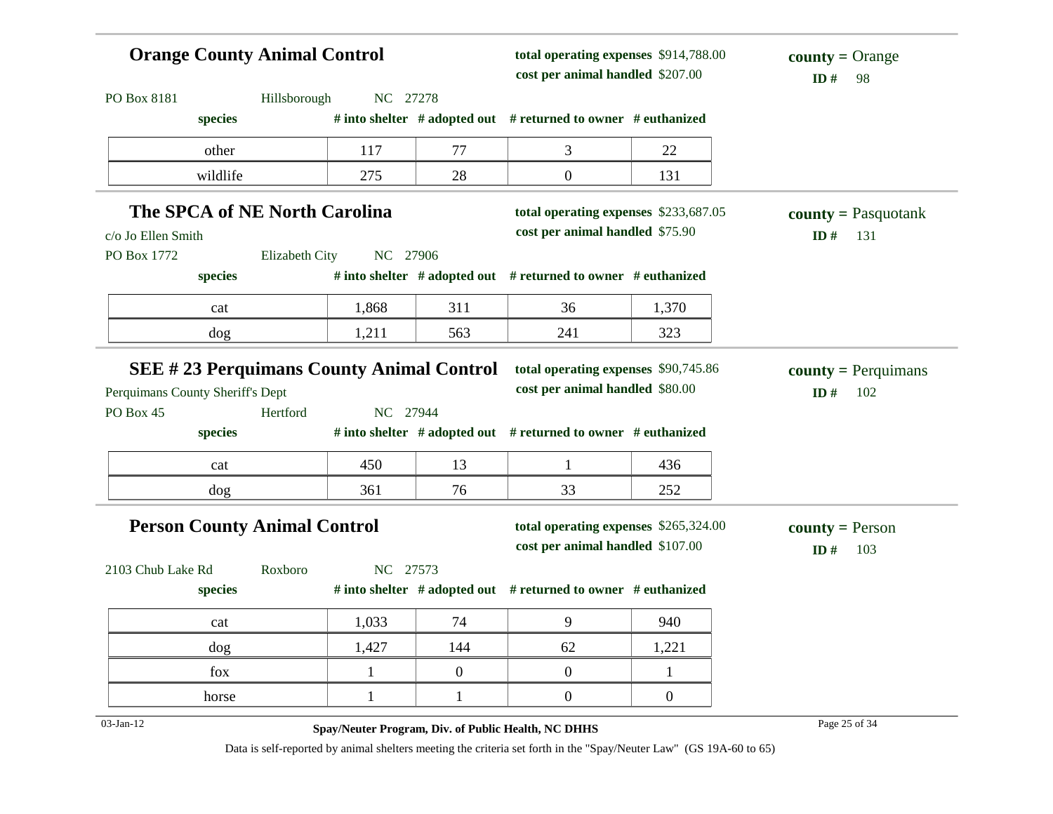## Orange County Animal Control

**total operating expenses** $914,788.00
**cost per animal handled** $207.00

**county =** Orange
**ID #** 98

PO Box 8181 Hillsborough NC 27278

| species | # into shelter | # adopted out | # returned to owner | # euthanized |
|---|---|---|---|---|
| other | 117 | 77 | 3 | 22 |
| wildlife | 275 | 28 | 0 | 131 |

## The SPCA of NE North Carolina

**total operating expenses** $233,687.05
**cost per animal handled** $75.90

**county =** Pasquotank
**ID #** 131

c/o Jo Ellen Smith
PO Box 1772 Elizabeth City NC 27906

| species | # into shelter | # adopted out | # returned to owner | # euthanized |
|---|---|---|---|---|
| cat | 1,868 | 311 | 36 | 1,370 |
| dog | 1,211 | 563 | 241 | 323 |

## SEE # 23 Perquimans County Animal Control

**total operating expenses** $90,745.86
**cost per animal handled** $80.00

**county =** Perquimans
**ID #** 102

Perquimans County Sheriff's Dept
PO Box 45 Hertford NC 27944

| species | # into shelter | # adopted out | # returned to owner | # euthanized |
|---|---|---|---|---|
| cat | 450 | 13 | 1 | 436 |
| dog | 361 | 76 | 33 | 252 |

## Person County Animal Control

**total operating expenses** $265,324.00
**cost per animal handled** $107.00

**county =** Person
**ID #** 103

2103 Chub Lake Rd Roxboro NC 27573

| species | # into shelter | # adopted out | # returned to owner | # euthanized |
|---|---|---|---|---|
| cat | 1,033 | 74 | 9 | 940 |
| dog | 1,427 | 144 | 62 | 1,221 |
| fox | 1 | 0 | 0 | 1 |
| horse | 1 | 1 | 0 | 0 |

03-Jan-12

**Spay/Neuter Program, Div. of Public Health, NC DHHS**

Data is self-reported by animal shelters meeting the criteria set forth in the "Spay/Neuter Law" (GS 19A-60 to 65)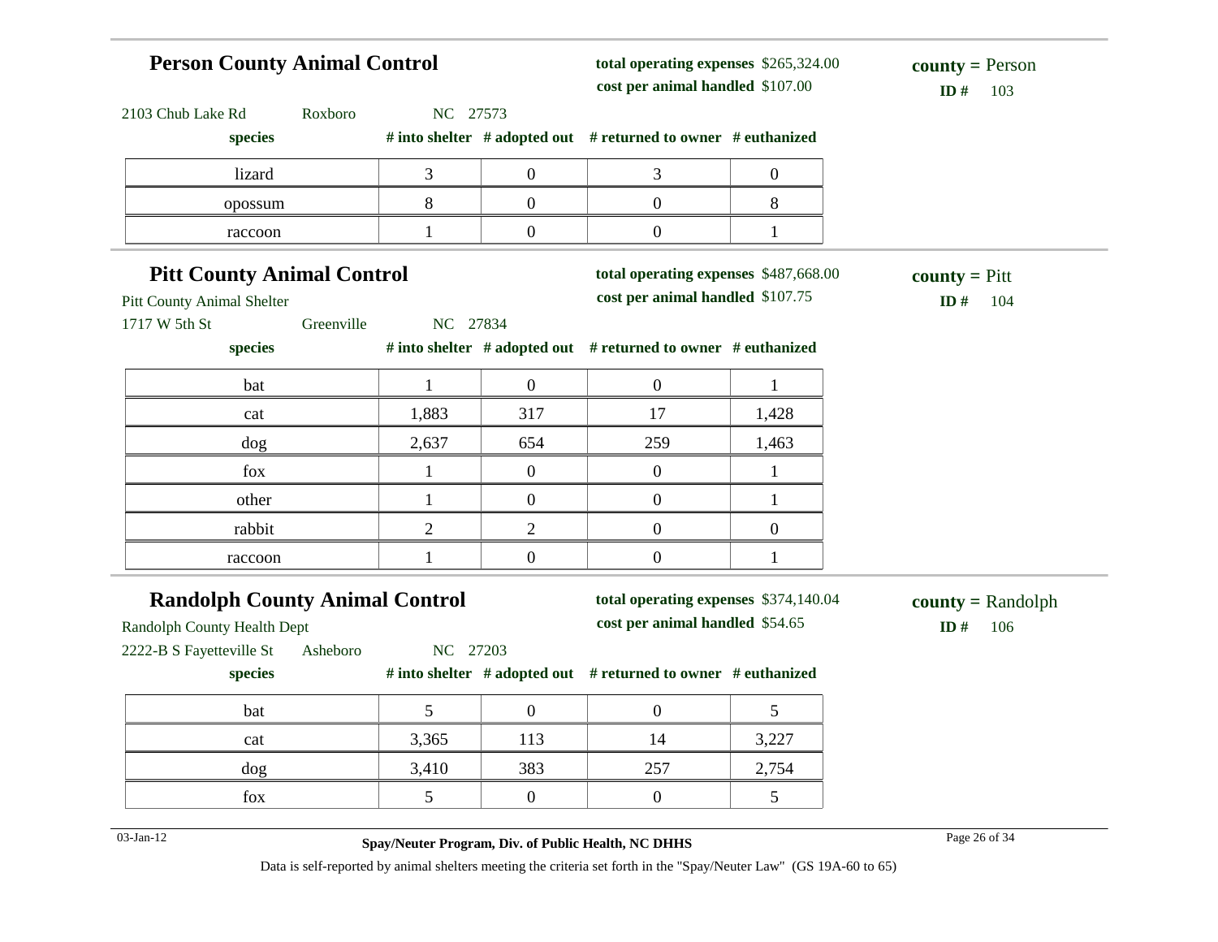## Person County Animal Control

**total operating expenses** $265,324.00
**cost per animal handled** $107.00

**county =** Person
**ID #** 103

2103 Chub Lake Rd Roxboro NC 27573

| species | # into shelter | # adopted out | # returned to owner | # euthanized |
|---|---|---|---|---|
| lizard | 3 | 0 | 3 | 0 |
| opossum | 8 | 0 | 0 | 8 |
| raccoon | 1 | 0 | 0 | 1 |

## Pitt County Animal Control

**total operating expenses** $487,668.00
**cost per animal handled** $107.75

**county =** Pitt
**ID #** 104

Pitt County Animal Shelter
1717 W 5th St Greenville NC 27834

| species | # into shelter | # adopted out | # returned to owner | # euthanized |
|---|---|---|---|---|
| bat | 1 | 0 | 0 | 1 |
| cat | 1,883 | 317 | 17 | 1,428 |
| dog | 2,637 | 654 | 259 | 1,463 |
| fox | 1 | 0 | 0 | 1 |
| other | 1 | 0 | 0 | 1 |
| rabbit | 2 | 2 | 0 | 0 |
| raccoon | 1 | 0 | 0 | 1 |

## Randolph County Animal Control

**total operating expenses** $374,140.04
**cost per animal handled** $54.65

**county =** Randolph
**ID #** 106

Randolph County Health Dept
2222-B S Fayetteville St Asheboro NC 27203

| species | # into shelter | # adopted out | # returned to owner | # euthanized |
|---|---|---|---|---|
| bat | 5 | 0 | 0 | 5 |
| cat | 3,365 | 113 | 14 | 3,227 |
| dog | 3,410 | 383 | 257 | 2,754 |
| fox | 5 | 0 | 0 | 5 |

03-Jan-12

**Spay/Neuter Program, Div. of Public Health, NC DHHS**

Data is self-reported by animal shelters meeting the criteria set forth in the "Spay/Neuter Law" (GS 19A-60 to 65)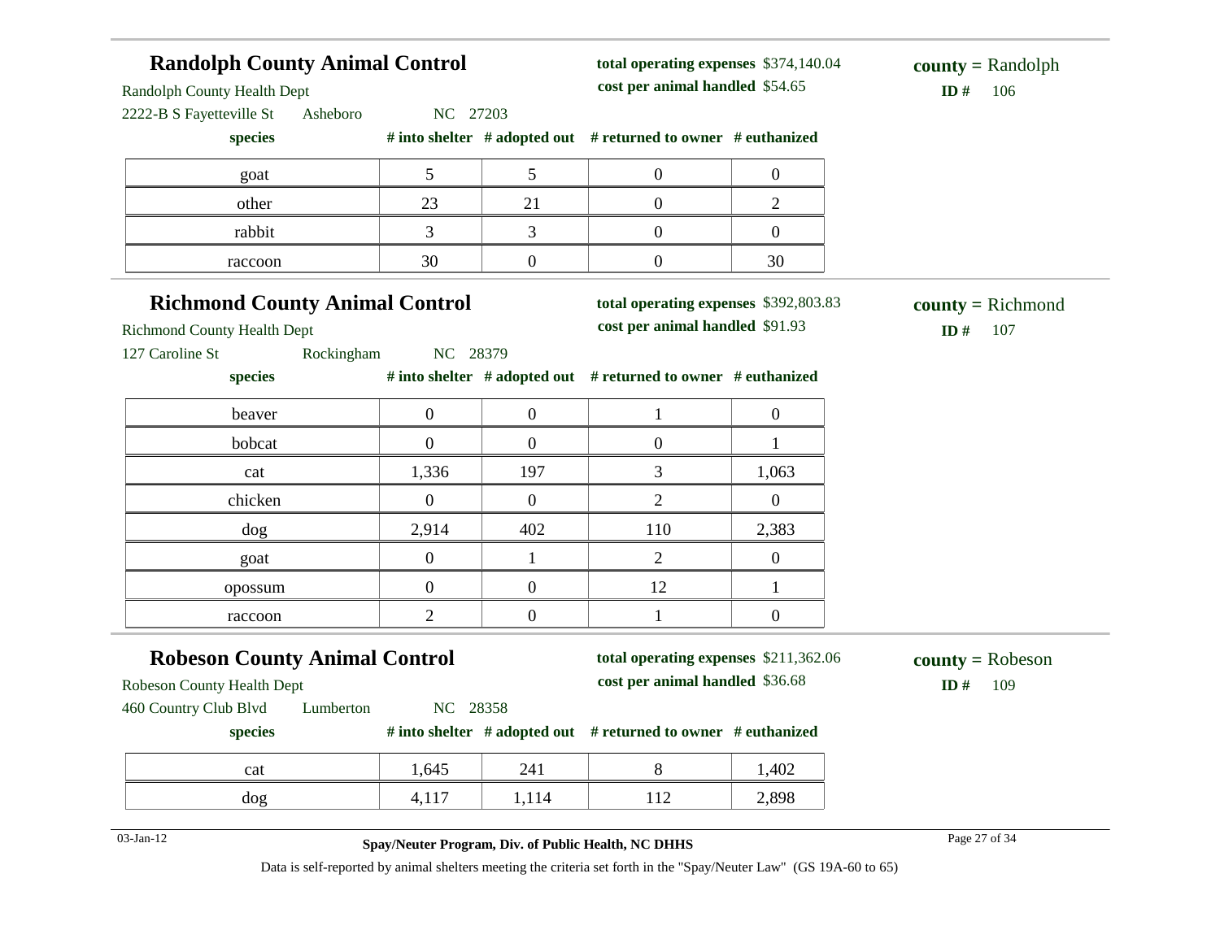## Randolph County Animal Control

Randolph County Health Dept
2222-B S Fayetteville St Asheboro NC 27203

**total operating expenses** $374,140.04
**cost per animal handled** $54.65

**county =** Randolph
**ID #** 106

| species | # into shelter | # adopted out | # returned to owner | # euthanized |
|---|---|---|---|---|
| goat | 5 | 5 | 0 | 0 |
| other | 23 | 21 | 0 | 2 |
| rabbit | 3 | 3 | 0 | 0 |
| raccoon | 30 | 0 | 0 | 30 |

## Richmond County Animal Control

Richmond County Health Dept
127 Caroline St Rockingham NC 28379

**total operating expenses** $392,803.83
**cost per animal handled** $91.93

**county =** Richmond
**ID #** 107

| species | # into shelter | # adopted out | # returned to owner | # euthanized |
|---|---|---|---|---|
| beaver | 0 | 0 | 1 | 0 |
| bobcat | 0 | 0 | 0 | 1 |
| cat | 1,336 | 197 | 3 | 1,063 |
| chicken | 0 | 0 | 2 | 0 |
| dog | 2,914 | 402 | 110 | 2,383 |
| goat | 0 | 1 | 2 | 0 |
| opossum | 0 | 0 | 12 | 1 |
| raccoon | 2 | 0 | 1 | 0 |

## Robeson County Animal Control

Robeson County Health Dept
460 Country Club Blvd Lumberton NC 28358

**total operating expenses** $211,362.06
**cost per animal handled** $36.68

**county =** Robeson
**ID #** 109

| species | # into shelter | # adopted out | # returned to owner | # euthanized |
|---|---|---|---|---|
| cat | 1,645 | 241 | 8 | 1,402 |
| dog | 4,117 | 1,114 | 112 | 2,898 |

03-Jan-12

**Spay/Neuter Program, Div. of Public Health, NC DHHS**

Data is self-reported by animal shelters meeting the criteria set forth in the "Spay/Neuter Law" (GS 19A-60 to 65)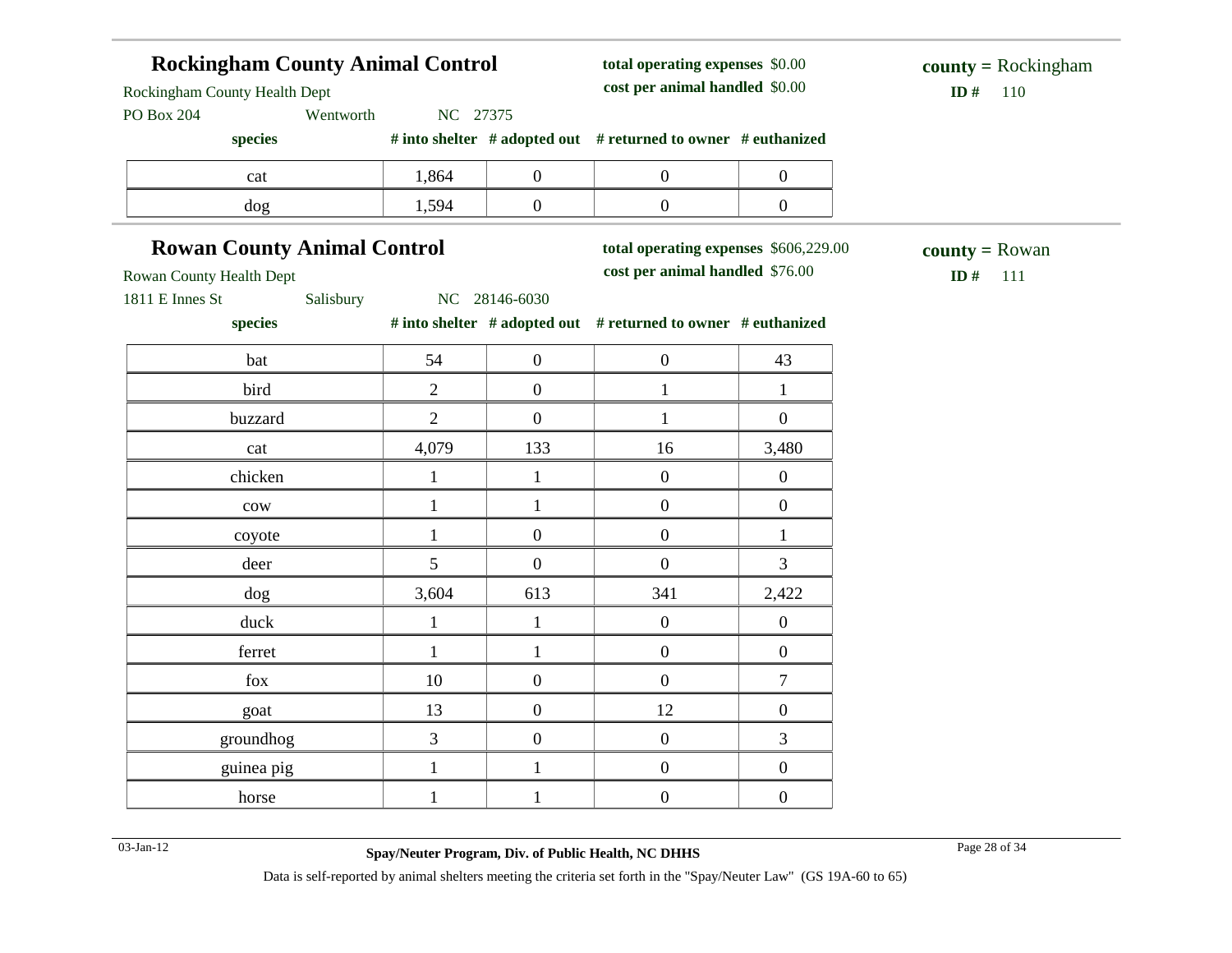## Rockingham County Animal Control

Rockingham County Health Dept
PO Box 204 Wentworth NC 27375

**total operating expenses** $0.00
**cost per animal handled** $0.00

**county =** Rockingham
**ID #** 110

| species | # into shelter | # adopted out | # returned to owner | # euthanized |
|---|---|---|---|---|
| cat | 1,864 | 0 | 0 | 0 |
| dog | 1,594 | 0 | 0 | 0 |

## Rowan County Animal Control

Rowan County Health Dept
1811 E Innes St Salisbury NC 28146-6030

**total operating expenses** $606,229.00
**cost per animal handled** $76.00

**county =** Rowan
**ID #** 111

| species | # into shelter | # adopted out | # returned to owner | # euthanized |
|---|---|---|---|---|
| bat | 54 | 0 | 0 | 43 |
| bird | 2 | 0 | 1 | 1 |
| buzzard | 2 | 0 | 1 | 0 |
| cat | 4,079 | 133 | 16 | 3,480 |
| chicken | 1 | 1 | 0 | 0 |
| cow | 1 | 1 | 0 | 0 |
| coyote | 1 | 0 | 0 | 1 |
| deer | 5 | 0 | 0 | 3 |
| dog | 3,604 | 613 | 341 | 2,422 |
| duck | 1 | 1 | 0 | 0 |
| ferret | 1 | 1 | 0 | 0 |
| fox | 10 | 0 | 0 | 7 |
| goat | 13 | 0 | 12 | 0 |
| groundhog | 3 | 0 | 0 | 3 |
| guinea pig | 1 | 1 | 0 | 0 |
| horse | 1 | 1 | 0 | 0 |

03-Jan-12

**Spay/Neuter Program, Div. of Public Health, NC DHHS**

Data is self-reported by animal shelters meeting the criteria set forth in the "Spay/Neuter Law" (GS 19A-60 to 65)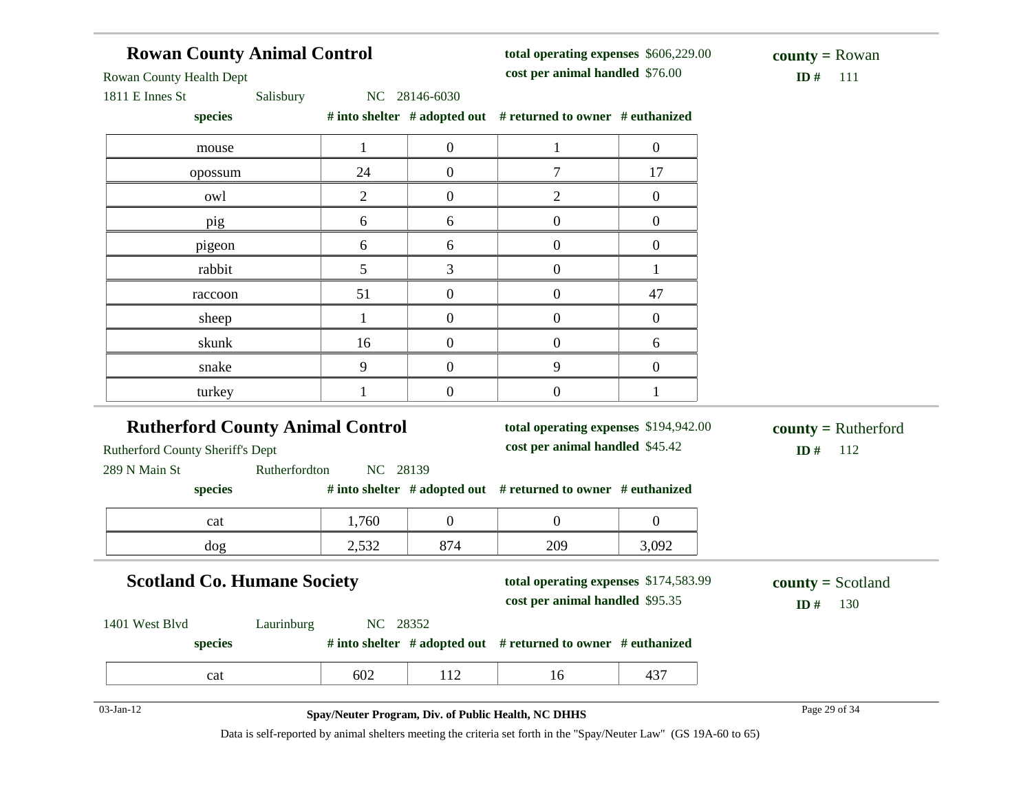## Rowan County Animal Control

Rowan County Health Dept

1811 E Innes St Salisbury NC 28146-6030

**total operating expenses** $606,229.00

**cost per animal handled** $76.00

**county =** Rowan

**ID #** 111

| species | # into shelter | # adopted out | # returned to owner | # euthanized |
|---|---|---|---|---|
| mouse | 1 | 0 | 1 | 0 |
| opossum | 24 | 0 | 7 | 17 |
| owl | 2 | 0 | 2 | 0 |
| pig | 6 | 6 | 0 | 0 |
| pigeon | 6 | 6 | 0 | 0 |
| rabbit | 5 | 3 | 0 | 1 |
| raccoon | 51 | 0 | 0 | 47 |
| sheep | 1 | 0 | 0 | 0 |
| skunk | 16 | 0 | 0 | 6 |
| snake | 9 | 0 | 9 | 0 |
| turkey | 1 | 0 | 0 | 1 |

## Rutherford County Animal Control

Rutherford County Sheriff's Dept

289 N Main St Rutherfordton NC 28139

**total operating expenses** $194,942.00

**cost per animal handled** $45.42

**county =** Rutherford

**ID #** 112

| species | # into shelter | # adopted out | # returned to owner | # euthanized |
|---|---|---|---|---|
| cat | 1,760 | 0 | 0 | 0 |
| dog | 2,532 | 874 | 209 | 3,092 |

## Scotland Co. Humane Society

1401 West Blvd Laurinburg NC 28352

**total operating expenses** $174,583.99

**cost per animal handled** $95.35

**county =** Scotland

**ID #** 130

| species | # into shelter | # adopted out | # returned to owner | # euthanized |
|---|---|---|---|---|
| cat | 602 | 112 | 16 | 437 |

03-Jan-12

**Spay/Neuter Program, Div. of Public Health, NC DHHS**

Data is self-reported by animal shelters meeting the criteria set forth in the "Spay/Neuter Law" (GS 19A-60 to 65)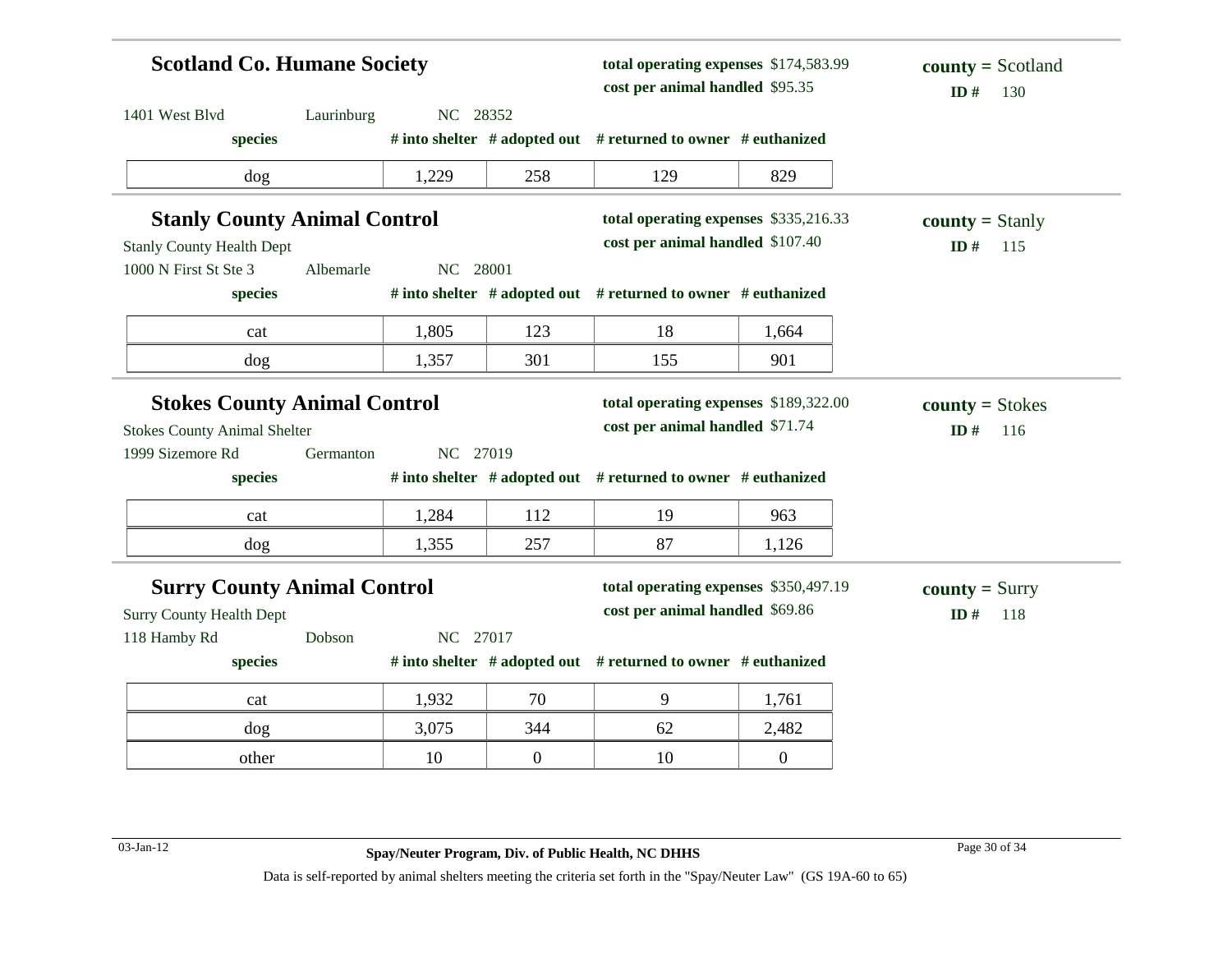## Scotland Co. Humane Society

**total operating expenses** $174,583.99
**cost per animal handled** $95.35

**county =** Scotland
**ID #** 130

1401 West Blvd Laurinburg NC 28352

| species | # into shelter | # adopted out | # returned to owner | # euthanized |
|---|---|---|---|---|
| dog | 1,229 | 258 | 129 | 829 |

## Stanly County Animal Control

**total operating expenses** $335,216.33
**cost per animal handled** $107.40

**county =** Stanly
**ID #** 115

Stanly County Health Dept
1000 N First St Ste 3 Albemarle NC 28001

| species | # into shelter | # adopted out | # returned to owner | # euthanized |
|---|---|---|---|---|
| cat | 1,805 | 123 | 18 | 1,664 |
| dog | 1,357 | 301 | 155 | 901 |

## Stokes County Animal Control

**total operating expenses** $189,322.00
**cost per animal handled** $71.74

**county =** Stokes
**ID #** 116

Stokes County Animal Shelter
1999 Sizemore Rd Germanton NC 27019

| species | # into shelter | # adopted out | # returned to owner | # euthanized |
|---|---|---|---|---|
| cat | 1,284 | 112 | 19 | 963 |
| dog | 1,355 | 257 | 87 | 1,126 |

## Surry County Animal Control

**total operating expenses** $350,497.19
**cost per animal handled** $69.86

**county =** Surry
**ID #** 118

Surry County Health Dept
118 Hamby Rd Dobson NC 27017

| species | # into shelter | # adopted out | # returned to owner | # euthanized |
|---|---|---|---|---|
| cat | 1,932 | 70 | 9 | 1,761 |
| dog | 3,075 | 344 | 62 | 2,482 |
| other | 10 | 0 | 10 | 0 |

03-Jan-12

**Spay/Neuter Program, Div. of Public Health, NC DHHS**

Data is self-reported by animal shelters meeting the criteria set forth in the "Spay/Neuter Law" (GS 19A-60 to 65)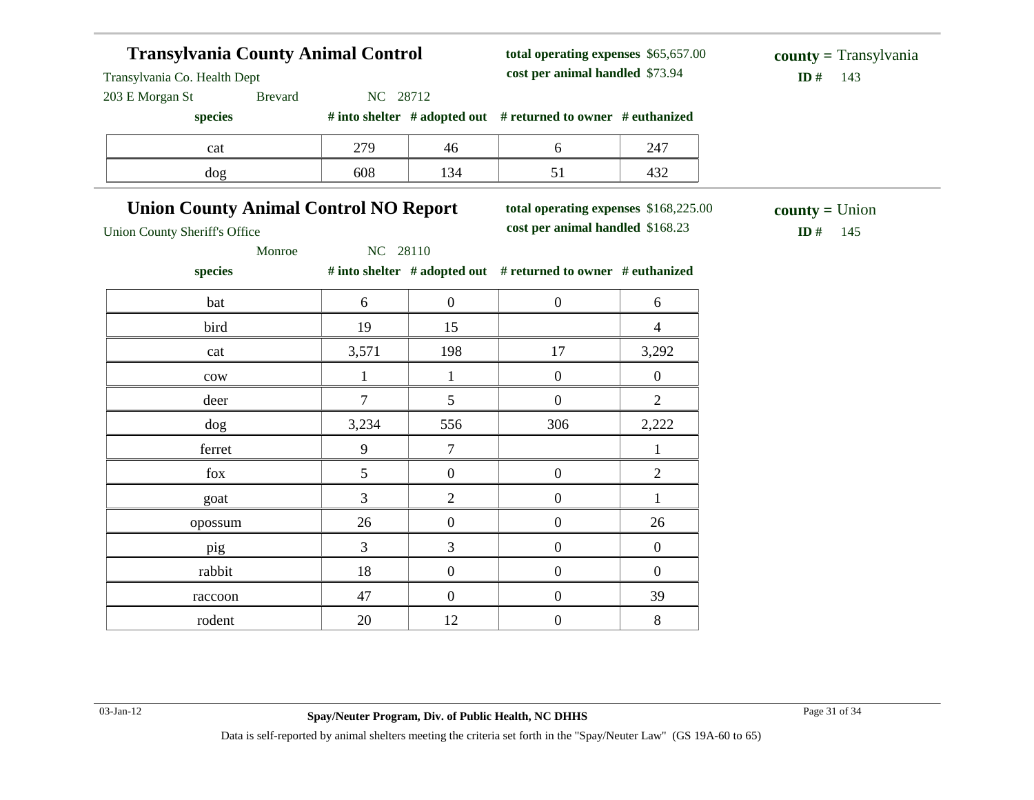## Transylvania County Animal Control

Transylvania Co. Health Dept
203 E Morgan St Brevard NC 28712

**total operating expenses** $65,657.00
**cost per animal handled** $73.94

**county =** Transylvania
**ID #** 143

| species | # into shelter | # adopted out | # returned to owner | # euthanized |
|---|---|---|---|---|
| cat | 279 | 46 | 6 | 247 |
| dog | 608 | 134 | 51 | 432 |

## Union County Animal Control NO Report

Union County Sheriff's Office
Monroe NC 28110

**total operating expenses** $168,225.00
**cost per animal handled** $168.23

**county =** Union
**ID #** 145

| species | # into shelter | # adopted out | # returned to owner | # euthanized |
|---|---|---|---|---|
| bat | 6 | 0 | 0 | 6 |
| bird | 19 | 15 | | 4 |
| cat | 3,571 | 198 | 17 | 3,292 |
| cow | 1 | 1 | 0 | 0 |
| deer | 7 | 5 | 0 | 2 |
| dog | 3,234 | 556 | 306 | 2,222 |
| ferret | 9 | 7 | | 1 |
| fox | 5 | 0 | 0 | 2 |
| goat | 3 | 2 | 0 | 1 |
| opossum | 26 | 0 | 0 | 26 |
| pig | 3 | 3 | 0 | 0 |
| rabbit | 18 | 0 | 0 | 0 |
| raccoon | 47 | 0 | 0 | 39 |
| rodent | 20 | 12 | 0 | 8 |

03-Jan-12

**Spay/Neuter Program, Div. of Public Health, NC DHHS**

Data is self-reported by animal shelters meeting the criteria set forth in the "Spay/Neuter Law" (GS 19A-60 to 65)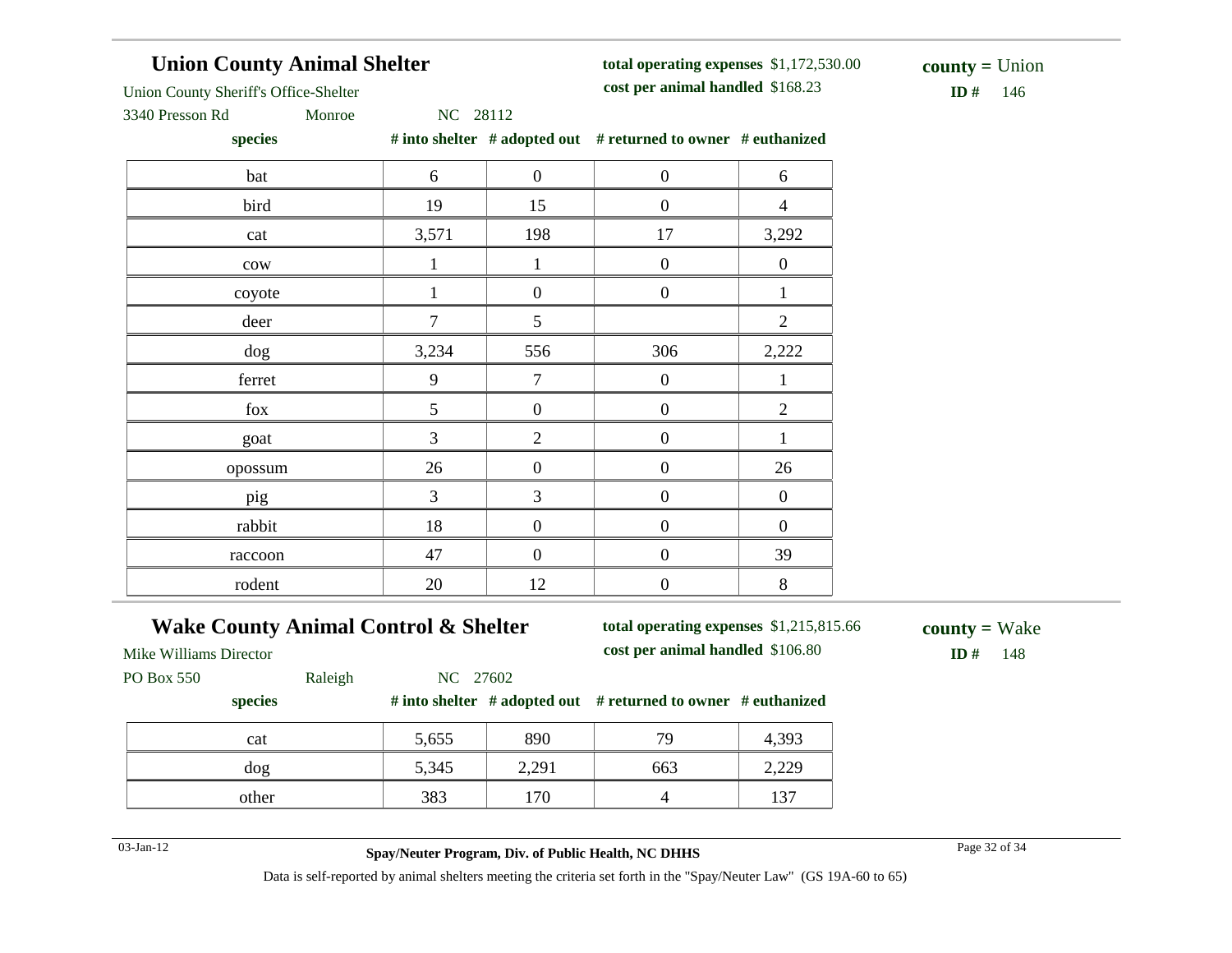## Union County Animal Shelter

Union County Sheriff's Office-Shelter
3340 Presson Rd Monroe NC 28112

**total operating expenses** $1,172,530.00
**cost per animal handled** $168.23

**county =** Union
**ID #** 146

| species | # into shelter | # adopted out | # returned to owner | # euthanized |
|---|---|---|---|---|
| bat | 6 | 0 | 0 | 6 |
| bird | 19 | 15 | 0 | 4 |
| cat | 3,571 | 198 | 17 | 3,292 |
| cow | 1 | 1 | 0 | 0 |
| coyote | 1 | 0 | 0 | 1 |
| deer | 7 | 5 | | 2 |
| dog | 3,234 | 556 | 306 | 2,222 |
| ferret | 9 | 7 | 0 | 1 |
| fox | 5 | 0 | 0 | 2 |
| goat | 3 | 2 | 0 | 1 |
| opossum | 26 | 0 | 0 | 26 |
| pig | 3 | 3 | 0 | 0 |
| rabbit | 18 | 0 | 0 | 0 |
| raccoon | 47 | 0 | 0 | 39 |
| rodent | 20 | 12 | 0 | 8 |

## Wake County Animal Control & Shelter

Mike Williams Director
PO Box 550 Raleigh NC 27602

**total operating expenses** $1,215,815.66
**cost per animal handled** $106.80

**county =** Wake
**ID #** 148

| species | # into shelter | # adopted out | # returned to owner | # euthanized |
|---|---|---|---|---|
| cat | 5,655 | 890 | 79 | 4,393 |
| dog | 5,345 | 2,291 | 663 | 2,229 |
| other | 383 | 170 | 4 | 137 |

03-Jan-12

**Spay/Neuter Program, Div. of Public Health, NC DHHS**

Data is self-reported by animal shelters meeting the criteria set forth in the "Spay/Neuter Law" (GS 19A-60 to 65)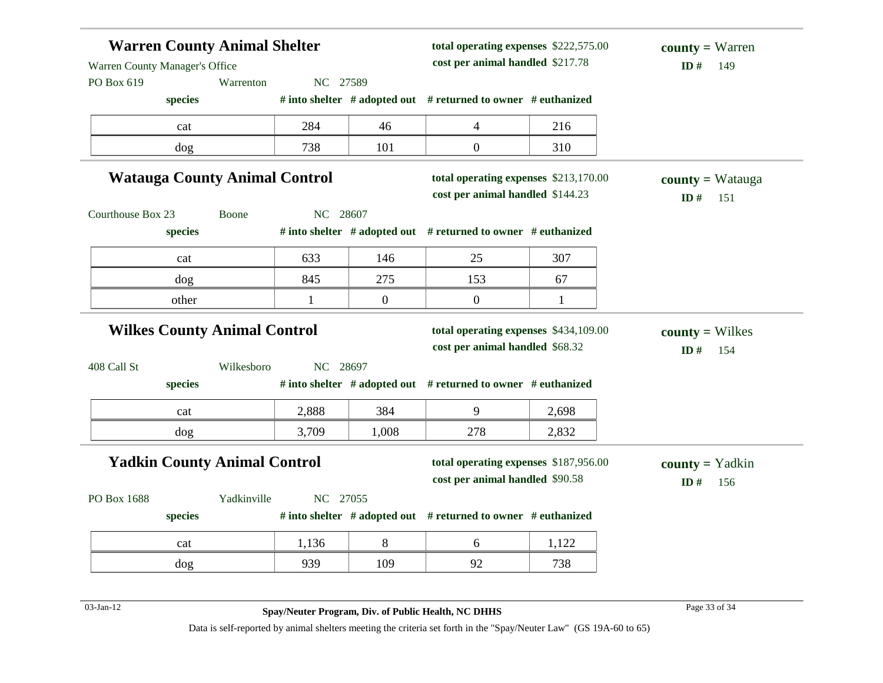## Warren County Animal Shelter

Warren County Manager's Office
PO Box 619 Warrenton NC 27589

**total operating expenses** $222,575.00
**cost per animal handled** $217.78

**county =** Warren
**ID #** 149

| species | # into shelter | # adopted out | # returned to owner | # euthanized |
|---|---|---|---|---|
| cat | 284 | 46 | 4 | 216 |
| dog | 738 | 101 | 0 | 310 |

## Watauga County Animal Control

Courthouse Box 23 Boone NC 28607

**total operating expenses** $213,170.00
**cost per animal handled** $144.23

**county =** Watauga
**ID #** 151

| species | # into shelter | # adopted out | # returned to owner | # euthanized |
|---|---|---|---|---|
| cat | 633 | 146 | 25 | 307 |
| dog | 845 | 275 | 153 | 67 |
| other | 1 | 0 | 0 | 1 |

## Wilkes County Animal Control

408 Call St Wilkesboro NC 28697

**total operating expenses** $434,109.00
**cost per animal handled** $68.32

**county =** Wilkes
**ID #** 154

| species | # into shelter | # adopted out | # returned to owner | # euthanized |
|---|---|---|---|---|
| cat | 2,888 | 384 | 9 | 2,698 |
| dog | 3,709 | 1,008 | 278 | 2,832 |

## Yadkin County Animal Control

PO Box 1688 Yadkinville NC 27055

**total operating expenses** $187,956.00
**cost per animal handled** $90.58

**county =** Yadkin
**ID #** 156

| species | # into shelter | # adopted out | # returned to owner | # euthanized |
|---|---|---|---|---|
| cat | 1,136 | 8 | 6 | 1,122 |
| dog | 939 | 109 | 92 | 738 |

03-Jan-12

**Spay/Neuter Program, Div. of Public Health, NC DHHS**

Data is self-reported by animal shelters meeting the criteria set forth in the "Spay/Neuter Law" (GS 19A-60 to 65)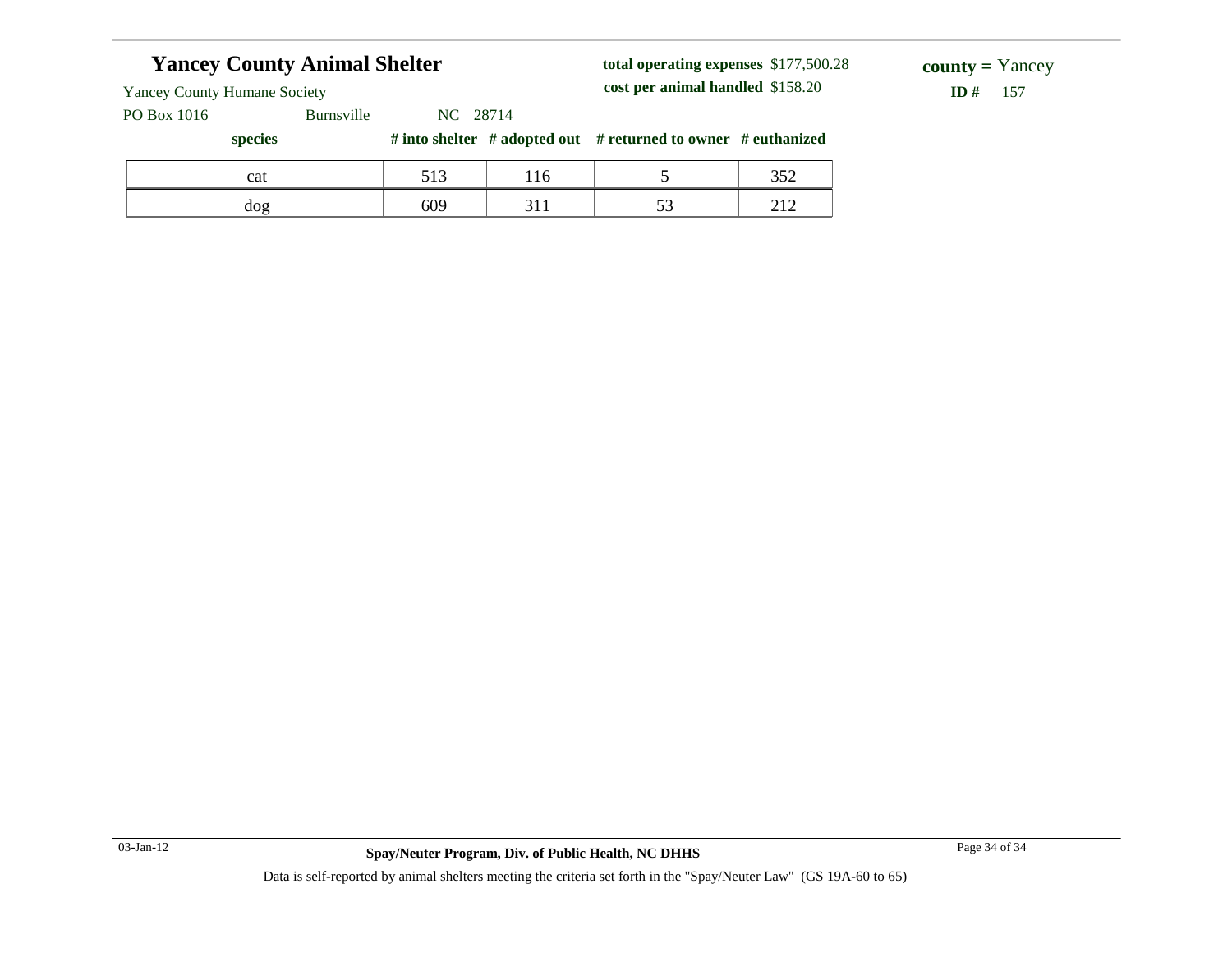## Yancey County Animal Shelter

Yancey County Humane Society

PO Box 1016 Burnsville NC 28714

**total operating expenses** $177,500.28

**cost per animal handled** $158.20

**county =** Yancey

**ID #** 157

| species | # into shelter | # adopted out | # returned to owner | # euthanized |
|---|---|---|---|---|
| cat | 513 | 116 | 5 | 352 |
| dog | 609 | 311 | 53 | 212 |

03-Jan-12

**Spay/Neuter Program, Div. of Public Health, NC DHHS**

Data is self-reported by animal shelters meeting the criteria set forth in the "Spay/Neuter Law" (GS 19A-60 to 65)